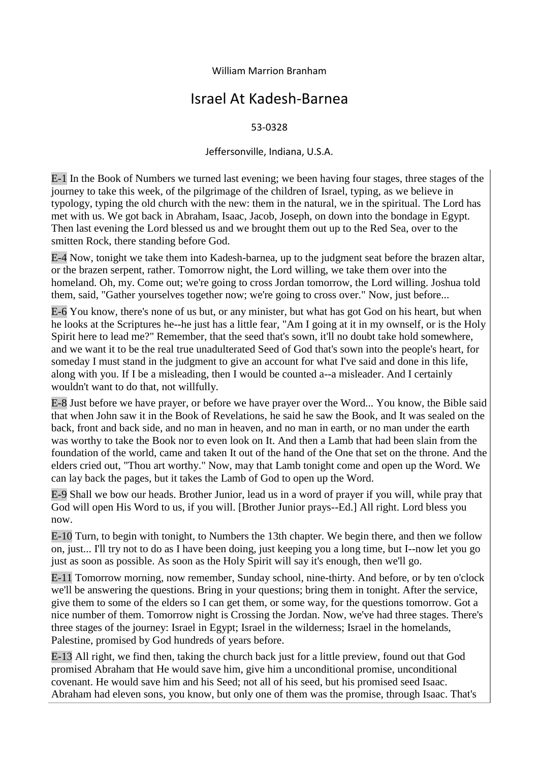William Marrion Branham

# Israel At Kadesh-Barnea

53-0328

Jeffersonville, Indiana, U.S.A.

E-1 In the Book of Numbers we turned last evening; we been having four stages, three stages of the journey to take this week, of the pilgrimage of the children of Israel, typing, as we believe in typology, typing the old church with the new: them in the natural, we in the spiritual. The Lord has met with us. We got back in Abraham, Isaac, Jacob, Joseph, on down into the bondage in Egypt. Then last evening the Lord blessed us and we brought them out up to the Red Sea, over to the smitten Rock, there standing before God.

E-4 Now, tonight we take them into Kadesh-barnea, up to the judgment seat before the brazen altar, or the brazen serpent, rather. Tomorrow night, the Lord willing, we take them over into the homeland. Oh, my. Come out; we're going to cross Jordan tomorrow, the Lord willing. Joshua told them, said, "Gather yourselves together now; we're going to cross over." Now, just before...

E-6 You know, there's none of us but, or any minister, but what has got God on his heart, but when he looks at the Scriptures he--he just has a little fear, "Am I going at it in my ownself, or is the Holy Spirit here to lead me?" Remember, that the seed that's sown, it'll no doubt take hold somewhere, and we want it to be the real true unadulterated Seed of God that's sown into the people's heart, for someday I must stand in the judgment to give an account for what I've said and done in this life, along with you. If I be a misleading, then I would be counted a--a misleader. And I certainly wouldn't want to do that, not willfully.

E-8 Just before we have prayer, or before we have prayer over the Word... You know, the Bible said that when John saw it in the Book of Revelations, he said he saw the Book, and It was sealed on the back, front and back side, and no man in heaven, and no man in earth, or no man under the earth was worthy to take the Book nor to even look on It. And then a Lamb that had been slain from the foundation of the world, came and taken It out of the hand of the One that set on the throne. And the elders cried out, "Thou art worthy." Now, may that Lamb tonight come and open up the Word. We can lay back the pages, but it takes the Lamb of God to open up the Word.

E-9 Shall we bow our heads. Brother Junior, lead us in a word of prayer if you will, while pray that God will open His Word to us, if you will. [Brother Junior prays--Ed.] All right. Lord bless you now.

E-10 Turn, to begin with tonight, to Numbers the 13th chapter. We begin there, and then we follow on, just... I'll try not to do as I have been doing, just keeping you a long time, but I--now let you go just as soon as possible. As soon as the Holy Spirit will say it's enough, then we'll go.

E-11 Tomorrow morning, now remember, Sunday school, nine-thirty. And before, or by ten o'clock we'll be answering the questions. Bring in your questions; bring them in tonight. After the service, give them to some of the elders so I can get them, or some way, for the questions tomorrow. Got a nice number of them. Tomorrow night is Crossing the Jordan. Now, we've had three stages. There's three stages of the journey: Israel in Egypt; Israel in the wilderness; Israel in the homelands, Palestine, promised by God hundreds of years before.

E-13 All right, we find then, taking the church back just for a little preview, found out that God promised Abraham that He would save him, give him a unconditional promise, unconditional covenant. He would save him and his Seed; not all of his seed, but his promised seed Isaac. Abraham had eleven sons, you know, but only one of them was the promise, through Isaac. That's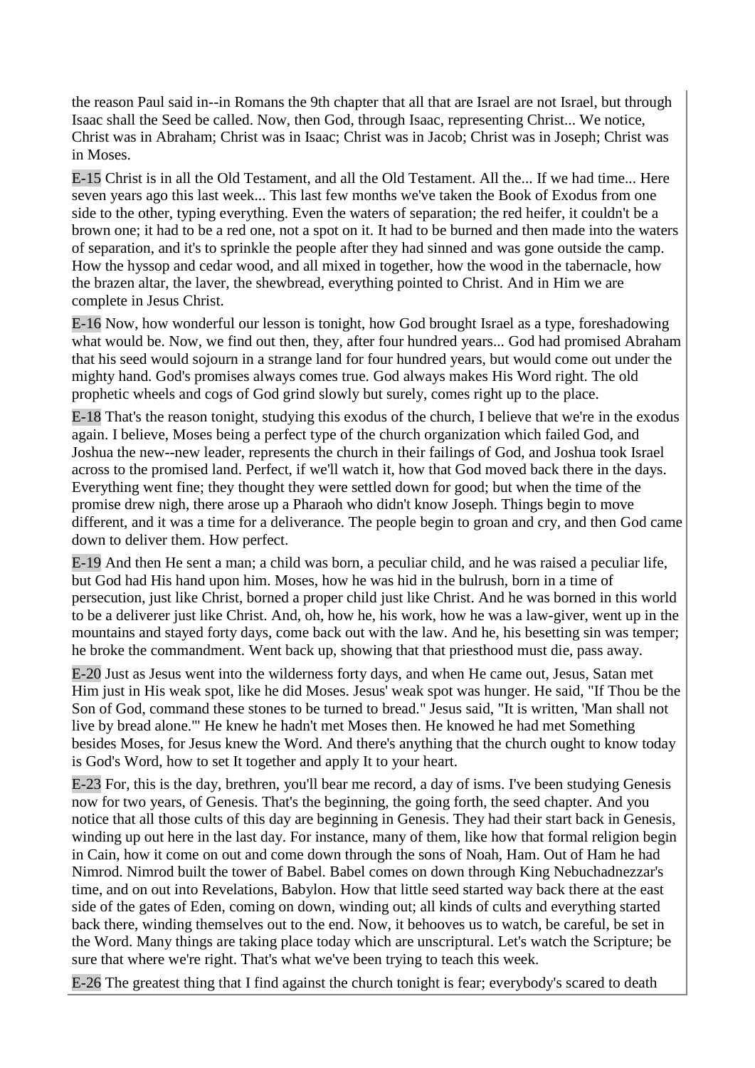the reason Paul said in--in Romans the 9th chapter that all that are Israel are not Israel, but through Isaac shall the Seed be called. Now, then God, through Isaac, representing Christ... We notice, Christ was in Abraham; Christ was in Isaac; Christ was in Jacob; Christ was in Joseph; Christ was in Moses.

E-15 Christ is in all the Old Testament, and all the Old Testament. All the... If we had time... Here seven years ago this last week... This last few months we've taken the Book of Exodus from one side to the other, typing everything. Even the waters of separation; the red heifer, it couldn't be a brown one; it had to be a red one, not a spot on it. It had to be burned and then made into the waters of separation, and it's to sprinkle the people after they had sinned and was gone outside the camp. How the hyssop and cedar wood, and all mixed in together, how the wood in the tabernacle, how the brazen altar, the laver, the shewbread, everything pointed to Christ. And in Him we are complete in Jesus Christ.

E-16 Now, how wonderful our lesson is tonight, how God brought Israel as a type, foreshadowing what would be. Now, we find out then, they, after four hundred years... God had promised Abraham that his seed would sojourn in a strange land for four hundred years, but would come out under the mighty hand. God's promises always comes true. God always makes His Word right. The old prophetic wheels and cogs of God grind slowly but surely, comes right up to the place.

E-18 That's the reason tonight, studying this exodus of the church, I believe that we're in the exodus again. I believe, Moses being a perfect type of the church organization which failed God, and Joshua the new--new leader, represents the church in their failings of God, and Joshua took Israel across to the promised land. Perfect, if we'll watch it, how that God moved back there in the days. Everything went fine; they thought they were settled down for good; but when the time of the promise drew nigh, there arose up a Pharaoh who didn't know Joseph. Things begin to move different, and it was a time for a deliverance. The people begin to groan and cry, and then God came down to deliver them. How perfect.

E-19 And then He sent a man; a child was born, a peculiar child, and he was raised a peculiar life, but God had His hand upon him. Moses, how he was hid in the bulrush, born in a time of persecution, just like Christ, borned a proper child just like Christ. And he was borned in this world to be a deliverer just like Christ. And, oh, how he, his work, how he was a law-giver, went up in the mountains and stayed forty days, come back out with the law. And he, his besetting sin was temper; he broke the commandment. Went back up, showing that that priesthood must die, pass away.

E-20 Just as Jesus went into the wilderness forty days, and when He came out, Jesus, Satan met Him just in His weak spot, like he did Moses. Jesus' weak spot was hunger. He said, "If Thou be the Son of God, command these stones to be turned to bread." Jesus said, "It is written, 'Man shall not live by bread alone.'" He knew he hadn't met Moses then. He knowed he had met Something besides Moses, for Jesus knew the Word. And there's anything that the church ought to know today is God's Word, how to set It together and apply It to your heart.

E-23 For, this is the day, brethren, you'll bear me record, a day of isms. I've been studying Genesis now for two years, of Genesis. That's the beginning, the going forth, the seed chapter. And you notice that all those cults of this day are beginning in Genesis. They had their start back in Genesis, winding up out here in the last day. For instance, many of them, like how that formal religion begin in Cain, how it come on out and come down through the sons of Noah, Ham. Out of Ham he had Nimrod. Nimrod built the tower of Babel. Babel comes on down through King Nebuchadnezzar's time, and on out into Revelations, Babylon. How that little seed started way back there at the east side of the gates of Eden, coming on down, winding out; all kinds of cults and everything started back there, winding themselves out to the end. Now, it behooves us to watch, be careful, be set in the Word. Many things are taking place today which are unscriptural. Let's watch the Scripture; be sure that where we're right. That's what we've been trying to teach this week.

E-26 The greatest thing that I find against the church tonight is fear; everybody's scared to death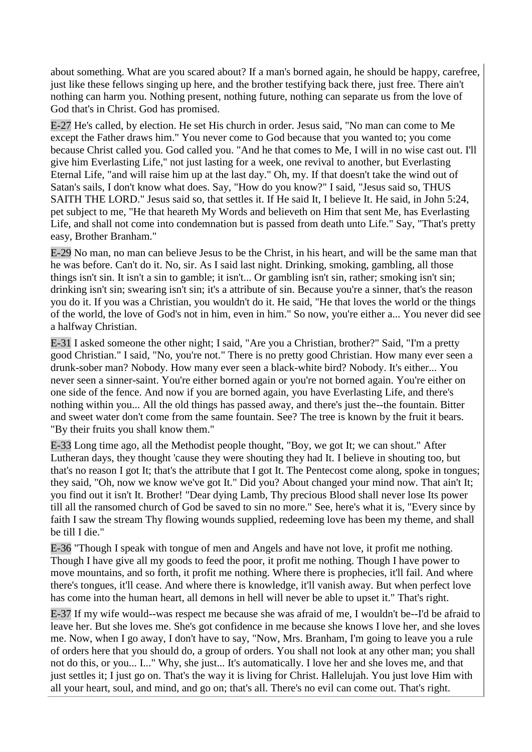about something. What are you scared about? If a man's borned again, he should be happy, carefree, just like these fellows singing up here, and the brother testifying back there, just free. There ain't nothing can harm you. Nothing present, nothing future, nothing can separate us from the love of God that's in Christ. God has promised.

E-27 He's called, by election. He set His church in order. Jesus said, "No man can come to Me except the Father draws him." You never come to God because that you wanted to; you come because Christ called you. God called you. "And he that comes to Me, I will in no wise cast out. I'll give him Everlasting Life," not just lasting for a week, one revival to another, but Everlasting Eternal Life, "and will raise him up at the last day." Oh, my. If that doesn't take the wind out of Satan's sails, I don't know what does. Say, "How do you know?" I said, "Jesus said so, THUS SAITH THE LORD." Jesus said so, that settles it. If He said It, I believe It. He said, in John 5:24, pet subject to me, "He that heareth My Words and believeth on Him that sent Me, has Everlasting Life, and shall not come into condemnation but is passed from death unto Life." Say, "That's pretty easy, Brother Branham."

E-29 No man, no man can believe Jesus to be the Christ, in his heart, and will be the same man that he was before. Can't do it. No, sir. As I said last night. Drinking, smoking, gambling, all those things isn't sin. It isn't a sin to gamble; it isn't... Or gambling isn't sin, rather; smoking isn't sin; drinking isn't sin; swearing isn't sin; it's a attribute of sin. Because you're a sinner, that's the reason you do it. If you was a Christian, you wouldn't do it. He said, "He that loves the world or the things of the world, the love of God's not in him, even in him." So now, you're either a... You never did see a halfway Christian.

E-31 I asked someone the other night; I said, "Are you a Christian, brother?" Said, "I'm a pretty good Christian." I said, "No, you're not." There is no pretty good Christian. How many ever seen a drunk-sober man? Nobody. How many ever seen a black-white bird? Nobody. It's either... You never seen a sinner-saint. You're either borned again or you're not borned again. You're either on one side of the fence. And now if you are borned again, you have Everlasting Life, and there's nothing within you... All the old things has passed away, and there's just the--the fountain. Bitter and sweet water don't come from the same fountain. See? The tree is known by the fruit it bears. "By their fruits you shall know them."

E-33 Long time ago, all the Methodist people thought, "Boy, we got It; we can shout." After Lutheran days, they thought 'cause they were shouting they had It. I believe in shouting too, but that's no reason I got It; that's the attribute that I got It. The Pentecost come along, spoke in tongues; they said, "Oh, now we know we've got It." Did you? About changed your mind now. That ain't It; you find out it isn't It. Brother! "Dear dying Lamb, Thy precious Blood shall never lose Its power till all the ransomed church of God be saved to sin no more." See, here's what it is, "Every since by faith I saw the stream Thy flowing wounds supplied, redeeming love has been my theme, and shall be till I die."

E-36 "Though I speak with tongue of men and Angels and have not love, it profit me nothing. Though I have give all my goods to feed the poor, it profit me nothing. Though I have power to move mountains, and so forth, it profit me nothing. Where there is prophecies, it'll fail. And where there's tongues, it'll cease. And where there is knowledge, it'll vanish away. But when perfect love has come into the human heart, all demons in hell will never be able to upset it." That's right.

E-37 If my wife would--was respect me because she was afraid of me, I wouldn't be--I'd be afraid to leave her. But she loves me. She's got confidence in me because she knows I love her, and she loves me. Now, when I go away, I don't have to say, "Now, Mrs. Branham, I'm going to leave you a rule of orders here that you should do, a group of orders. You shall not look at any other man; you shall not do this, or you... I..." Why, she just... It's automatically. I love her and she loves me, and that just settles it; I just go on. That's the way it is living for Christ. Hallelujah. You just love Him with all your heart, soul, and mind, and go on; that's all. There's no evil can come out. That's right.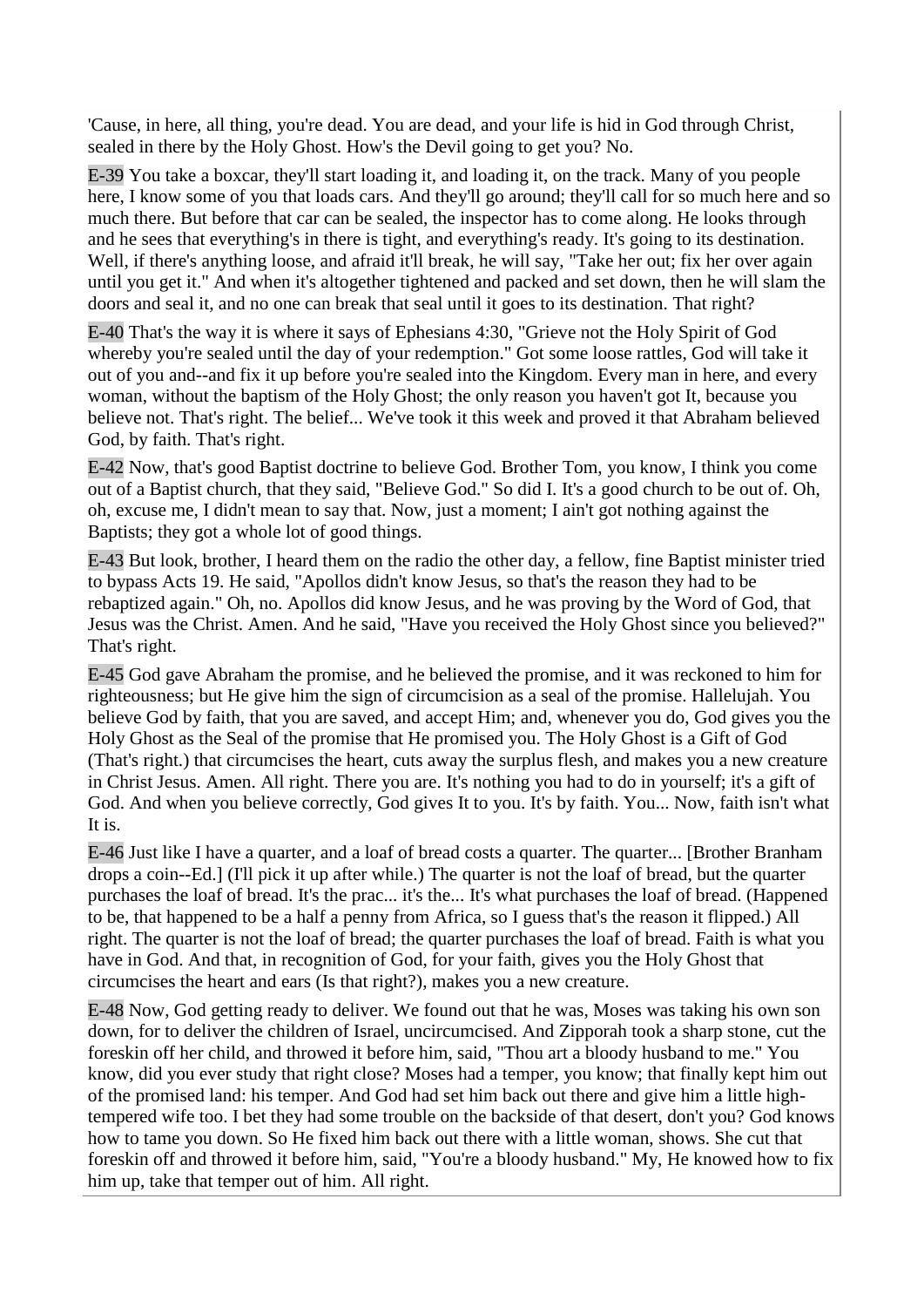'Cause, in here, all thing, you're dead. You are dead, and your life is hid in God through Christ, sealed in there by the Holy Ghost. How's the Devil going to get you? No.

E-39 You take a boxcar, they'll start loading it, and loading it, on the track. Many of you people here, I know some of you that loads cars. And they'll go around; they'll call for so much here and so much there. But before that car can be sealed, the inspector has to come along. He looks through and he sees that everything's in there is tight, and everything's ready. It's going to its destination. Well, if there's anything loose, and afraid it'll break, he will say, "Take her out; fix her over again until you get it." And when it's altogether tightened and packed and set down, then he will slam the doors and seal it, and no one can break that seal until it goes to its destination. That right?

E-40 That's the way it is where it says of Ephesians 4:30, "Grieve not the Holy Spirit of God whereby you're sealed until the day of your redemption." Got some loose rattles, God will take it out of you and--and fix it up before you're sealed into the Kingdom. Every man in here, and every woman, without the baptism of the Holy Ghost; the only reason you haven't got It, because you believe not. That's right. The belief... We've took it this week and proved it that Abraham believed God, by faith. That's right.

E-42 Now, that's good Baptist doctrine to believe God. Brother Tom, you know, I think you come out of a Baptist church, that they said, "Believe God." So did I. It's a good church to be out of. Oh, oh, excuse me, I didn't mean to say that. Now, just a moment; I ain't got nothing against the Baptists; they got a whole lot of good things.

E-43 But look, brother, I heard them on the radio the other day, a fellow, fine Baptist minister tried to bypass Acts 19. He said, "Apollos didn't know Jesus, so that's the reason they had to be rebaptized again." Oh, no. Apollos did know Jesus, and he was proving by the Word of God, that Jesus was the Christ. Amen. And he said, "Have you received the Holy Ghost since you believed?" That's right.

E-45 God gave Abraham the promise, and he believed the promise, and it was reckoned to him for righteousness; but He give him the sign of circumcision as a seal of the promise. Hallelujah. You believe God by faith, that you are saved, and accept Him; and, whenever you do, God gives you the Holy Ghost as the Seal of the promise that He promised you. The Holy Ghost is a Gift of God (That's right.) that circumcises the heart, cuts away the surplus flesh, and makes you a new creature in Christ Jesus. Amen. All right. There you are. It's nothing you had to do in yourself; it's a gift of God. And when you believe correctly, God gives It to you. It's by faith. You... Now, faith isn't what It is.

E-46 Just like I have a quarter, and a loaf of bread costs a quarter. The quarter... [Brother Branham drops a coin--Ed.] (I'll pick it up after while.) The quarter is not the loaf of bread, but the quarter purchases the loaf of bread. It's the prac... it's the... It's what purchases the loaf of bread. (Happened to be, that happened to be a half a penny from Africa, so I guess that's the reason it flipped.) All right. The quarter is not the loaf of bread; the quarter purchases the loaf of bread. Faith is what you have in God. And that, in recognition of God, for your faith, gives you the Holy Ghost that circumcises the heart and ears (Is that right?), makes you a new creature.

E-48 Now, God getting ready to deliver. We found out that he was, Moses was taking his own son down, for to deliver the children of Israel, uncircumcised. And Zipporah took a sharp stone, cut the foreskin off her child, and throwed it before him, said, "Thou art a bloody husband to me." You know, did you ever study that right close? Moses had a temper, you know; that finally kept him out of the promised land: his temper. And God had set him back out there and give him a little high-tempered wife too. I bet they had some trouble on the backside of that desert, don't you? God knows how to tame you down. So He fixed him back out there with a little woman, shows. She cut that foreskin off and throwed it before him, said, "You're a bloody husband." My, He knowed how to fix him up, take that temper out of him. All right.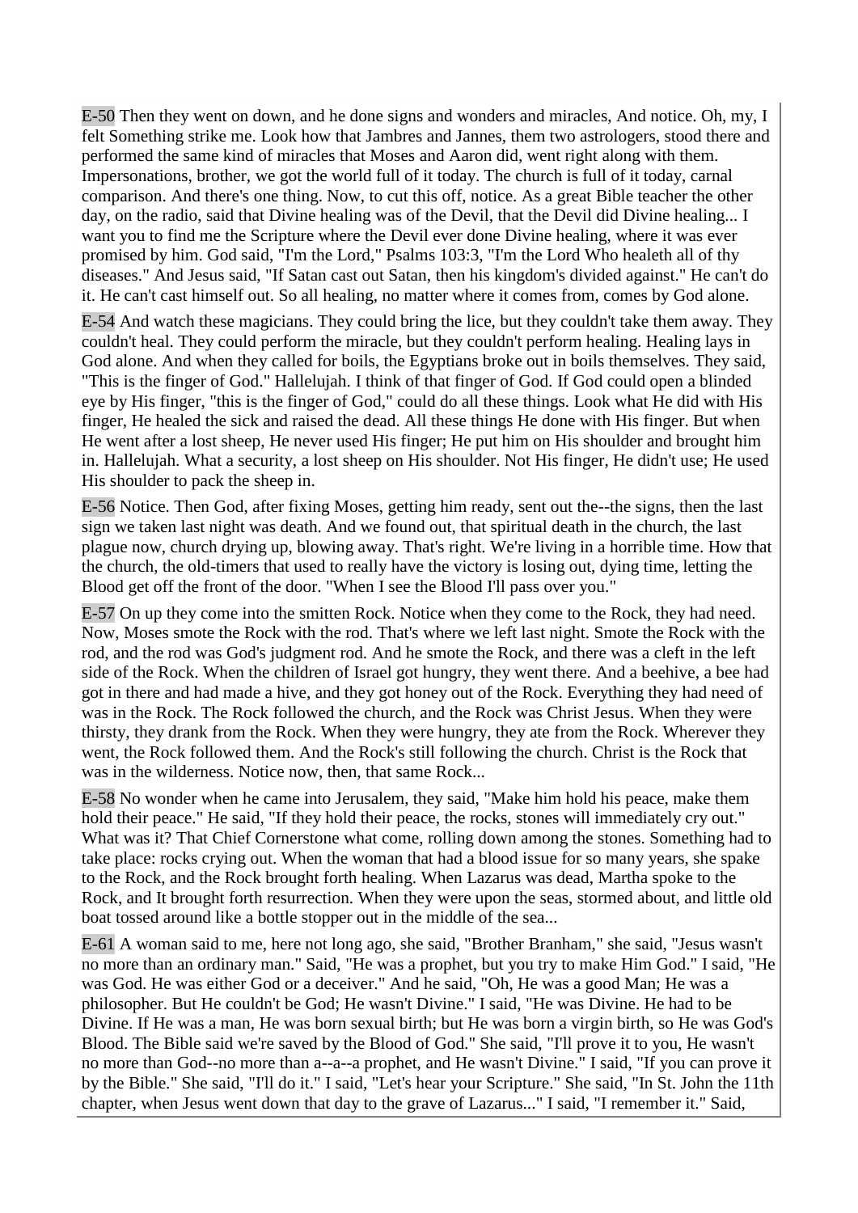E-50 Then they went on down, and he done signs and wonders and miracles, And notice. Oh, my, I felt Something strike me. Look how that Jambres and Jannes, them two astrologers, stood there and performed the same kind of miracles that Moses and Aaron did, went right along with them. Impersonations, brother, we got the world full of it today. The church is full of it today, carnal comparison. And there's one thing. Now, to cut this off, notice. As a great Bible teacher the other day, on the radio, said that Divine healing was of the Devil, that the Devil did Divine healing... I want you to find me the Scripture where the Devil ever done Divine healing, where it was ever promised by him. God said, "I'm the Lord," Psalms 103:3, "I'm the Lord Who healeth all of thy diseases." And Jesus said, "If Satan cast out Satan, then his kingdom's divided against." He can't do it. He can't cast himself out. So all healing, no matter where it comes from, comes by God alone.

E-54 And watch these magicians. They could bring the lice, but they couldn't take them away. They couldn't heal. They could perform the miracle, but they couldn't perform healing. Healing lays in God alone. And when they called for boils, the Egyptians broke out in boils themselves. They said, "This is the finger of God." Hallelujah. I think of that finger of God. If God could open a blinded eye by His finger, "this is the finger of God," could do all these things. Look what He did with His finger, He healed the sick and raised the dead. All these things He done with His finger. But when He went after a lost sheep, He never used His finger; He put him on His shoulder and brought him in. Hallelujah. What a security, a lost sheep on His shoulder. Not His finger, He didn't use; He used His shoulder to pack the sheep in.

E-56 Notice. Then God, after fixing Moses, getting him ready, sent out the--the signs, then the last sign we taken last night was death. And we found out, that spiritual death in the church, the last plague now, church drying up, blowing away. That's right. We're living in a horrible time. How that the church, the old-timers that used to really have the victory is losing out, dying time, letting the Blood get off the front of the door. "When I see the Blood I'll pass over you."

E-57 On up they come into the smitten Rock. Notice when they come to the Rock, they had need. Now, Moses smote the Rock with the rod. That's where we left last night. Smote the Rock with the rod, and the rod was God's judgment rod. And he smote the Rock, and there was a cleft in the left side of the Rock. When the children of Israel got hungry, they went there. And a beehive, a bee had got in there and had made a hive, and they got honey out of the Rock. Everything they had need of was in the Rock. The Rock followed the church, and the Rock was Christ Jesus. When they were thirsty, they drank from the Rock. When they were hungry, they ate from the Rock. Wherever they went, the Rock followed them. And the Rock's still following the church. Christ is the Rock that was in the wilderness. Notice now, then, that same Rock...

E-58 No wonder when he came into Jerusalem, they said, "Make him hold his peace, make them hold their peace." He said, "If they hold their peace, the rocks, stones will immediately cry out." What was it? That Chief Cornerstone what come, rolling down among the stones. Something had to take place: rocks crying out. When the woman that had a blood issue for so many years, she spake to the Rock, and the Rock brought forth healing. When Lazarus was dead, Martha spoke to the Rock, and It brought forth resurrection. When they were upon the seas, stormed about, and little old boat tossed around like a bottle stopper out in the middle of the sea...

E-61 A woman said to me, here not long ago, she said, "Brother Branham," she said, "Jesus wasn't no more than an ordinary man." Said, "He was a prophet, but you try to make Him God." I said, "He was God. He was either God or a deceiver." And he said, "Oh, He was a good Man; He was a philosopher. But He couldn't be God; He wasn't Divine." I said, "He was Divine. He had to be Divine. If He was a man, He was born sexual birth; but He was born a virgin birth, so He was God's Blood. The Bible said we're saved by the Blood of God." She said, "I'll prove it to you, He wasn't no more than God--no more than a--a--a prophet, and He wasn't Divine." I said, "If you can prove it by the Bible." She said, "I'll do it." I said, "Let's hear your Scripture." She said, "In St. John the 11th chapter, when Jesus went down that day to the grave of Lazarus..." I said, "I remember it." Said,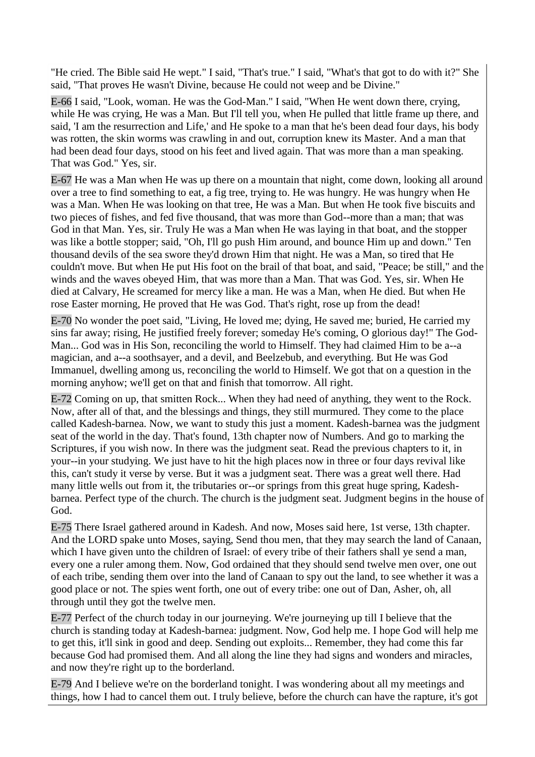"He cried. The Bible said He wept." I said, "That's true." I said, "What's that got to do with it?" She said, "That proves He wasn't Divine, because He could not weep and be Divine."

E-66 I said, "Look, woman. He was the God-Man." I said, "When He went down there, crying, while He was crying, He was a Man. But I'll tell you, when He pulled that little frame up there, and said, 'I am the resurrection and Life,' and He spoke to a man that he's been dead four days, his body was rotten, the skin worms was crawling in and out, corruption knew its Master. And a man that had been dead four days, stood on his feet and lived again. That was more than a man speaking. That was God." Yes, sir.

E-67 He was a Man when He was up there on a mountain that night, come down, looking all around over a tree to find something to eat, a fig tree, trying to. He was hungry. He was hungry when He was a Man. When He was looking on that tree, He was a Man. But when He took five biscuits and two pieces of fishes, and fed five thousand, that was more than God--more than a man; that was God in that Man. Yes, sir. Truly He was a Man when He was laying in that boat, and the stopper was like a bottle stopper; said, "Oh, I'll go push Him around, and bounce Him up and down." Ten thousand devils of the sea swore they'd drown Him that night. He was a Man, so tired that He couldn't move. But when He put His foot on the brail of that boat, and said, "Peace; be still," and the winds and the waves obeyed Him, that was more than a Man. That was God. Yes, sir. When He died at Calvary, He screamed for mercy like a man. He was a Man, when He died. But when He rose Easter morning, He proved that He was God. That's right, rose up from the dead!

E-70 No wonder the poet said, "Living, He loved me; dying, He saved me; buried, He carried my sins far away; rising, He justified freely forever; someday He's coming, O glorious day!" The God-Man... God was in His Son, reconciling the world to Himself. They had claimed Him to be a--a magician, and a--a soothsayer, and a devil, and Beelzebub, and everything. But He was God Immanuel, dwelling among us, reconciling the world to Himself. We got that on a question in the morning anyhow; we'll get on that and finish that tomorrow. All right.

E-72 Coming on up, that smitten Rock... When they had need of anything, they went to the Rock. Now, after all of that, and the blessings and things, they still murmured. They come to the place called Kadesh-barnea. Now, we want to study this just a moment. Kadesh-barnea was the judgment seat of the world in the day. That's found, 13th chapter now of Numbers. And go to marking the Scriptures, if you wish now. In there was the judgment seat. Read the previous chapters to it, in your--in your studying. We just have to hit the high places now in three or four days revival like this, can't study it verse by verse. But it was a judgment seat. There was a great well there. Had many little wells out from it, the tributaries or--or springs from this great huge spring, Kadesh-barnea. Perfect type of the church. The church is the judgment seat. Judgment begins in the house of God.

E-75 There Israel gathered around in Kadesh. And now, Moses said here, 1st verse, 13th chapter. And the LORD spake unto Moses, saying, Send thou men, that they may search the land of Canaan, which I have given unto the children of Israel: of every tribe of their fathers shall ye send a man, every one a ruler among them. Now, God ordained that they should send twelve men over, one out of each tribe, sending them over into the land of Canaan to spy out the land, to see whether it was a good place or not. The spies went forth, one out of every tribe: one out of Dan, Asher, oh, all through until they got the twelve men.

E-77 Perfect of the church today in our journeying. We're journeying up till I believe that the church is standing today at Kadesh-barnea: judgment. Now, God help me. I hope God will help me to get this, it'll sink in good and deep. Sending out exploits... Remember, they had come this far because God had promised them. And all along the line they had signs and wonders and miracles, and now they're right up to the borderland.

E-79 And I believe we're on the borderland tonight. I was wondering about all my meetings and things, how I had to cancel them out. I truly believe, before the church can have the rapture, it's got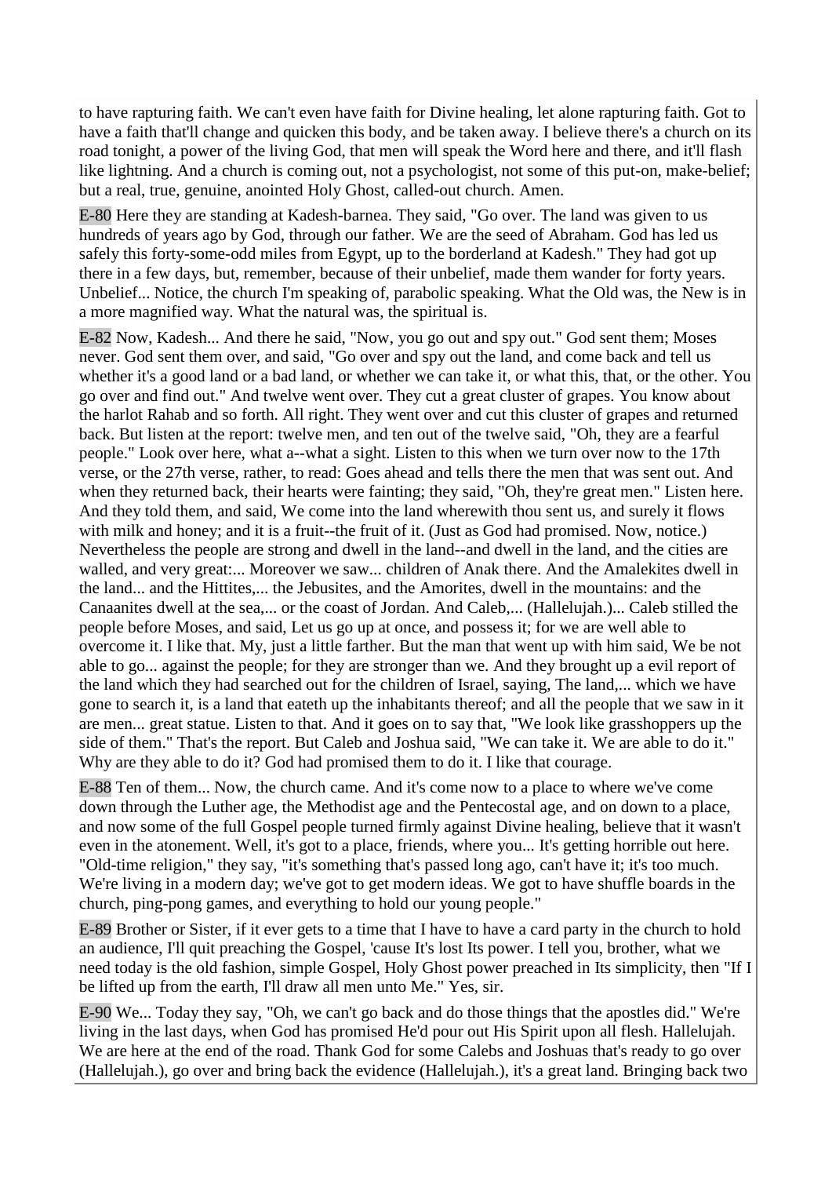to have rapturing faith. We can't even have faith for Divine healing, let alone rapturing faith. Got to have a faith that'll change and quicken this body, and be taken away. I believe there's a church on its road tonight, a power of the living God, that men will speak the Word here and there, and it'll flash like lightning. And a church is coming out, not a psychologist, not some of this put-on, make-belief; but a real, true, genuine, anointed Holy Ghost, called-out church. Amen.

E-80 Here they are standing at Kadesh-barnea. They said, "Go over. The land was given to us hundreds of years ago by God, through our father. We are the seed of Abraham. God has led us safely this forty-some-odd miles from Egypt, up to the borderland at Kadesh." They had got up there in a few days, but, remember, because of their unbelief, made them wander for forty years. Unbelief... Notice, the church I'm speaking of, parabolic speaking. What the Old was, the New is in a more magnified way. What the natural was, the spiritual is.

E-82 Now, Kadesh... And there he said, "Now, you go out and spy out." God sent them; Moses never. God sent them over, and said, "Go over and spy out the land, and come back and tell us whether it's a good land or a bad land, or whether we can take it, or what this, that, or the other. You go over and find out." And twelve went over. They cut a great cluster of grapes. You know about the harlot Rahab and so forth. All right. They went over and cut this cluster of grapes and returned back. But listen at the report: twelve men, and ten out of the twelve said, "Oh, they are a fearful people." Look over here, what a--what a sight. Listen to this when we turn over now to the 17th verse, or the 27th verse, rather, to read: Goes ahead and tells there the men that was sent out. And when they returned back, their hearts were fainting; they said, "Oh, they're great men." Listen here. And they told them, and said, We come into the land wherewith thou sent us, and surely it flows with milk and honey; and it is a fruit--the fruit of it. (Just as God had promised. Now, notice.) Nevertheless the people are strong and dwell in the land--and dwell in the land, and the cities are walled, and very great:... Moreover we saw... children of Anak there. And the Amalekites dwell in the land... and the Hittites,... the Jebusites, and the Amorites, dwell in the mountains: and the Canaanites dwell at the sea,... or the coast of Jordan. And Caleb,... (Hallelujah.)... Caleb stilled the people before Moses, and said, Let us go up at once, and possess it; for we are well able to overcome it. I like that. My, just a little farther. But the man that went up with him said, We be not able to go... against the people; for they are stronger than we. And they brought up a evil report of the land which they had searched out for the children of Israel, saying, The land,... which we have gone to search it, is a land that eateth up the inhabitants thereof; and all the people that we saw in it are men... great statue. Listen to that. And it goes on to say that, "We look like grasshoppers up the side of them." That's the report. But Caleb and Joshua said, "We can take it. We are able to do it." Why are they able to do it? God had promised them to do it. I like that courage.

E-88 Ten of them... Now, the church came. And it's come now to a place to where we've come down through the Luther age, the Methodist age and the Pentecostal age, and on down to a place, and now some of the full Gospel people turned firmly against Divine healing, believe that it wasn't even in the atonement. Well, it's got to a place, friends, where you... It's getting horrible out here. "Old-time religion," they say, "it's something that's passed long ago, can't have it; it's too much. We're living in a modern day; we've got to get modern ideas. We got to have shuffle boards in the church, ping-pong games, and everything to hold our young people."

E-89 Brother or Sister, if it ever gets to a time that I have to have a card party in the church to hold an audience, I'll quit preaching the Gospel, 'cause It's lost Its power. I tell you, brother, what we need today is the old fashion, simple Gospel, Holy Ghost power preached in Its simplicity, then "If I be lifted up from the earth, I'll draw all men unto Me." Yes, sir.

E-90 We... Today they say, "Oh, we can't go back and do those things that the apostles did." We're living in the last days, when God has promised He'd pour out His Spirit upon all flesh. Hallelujah. We are here at the end of the road. Thank God for some Calebs and Joshuas that's ready to go over (Hallelujah.), go over and bring back the evidence (Hallelujah.), it's a great land. Bringing back two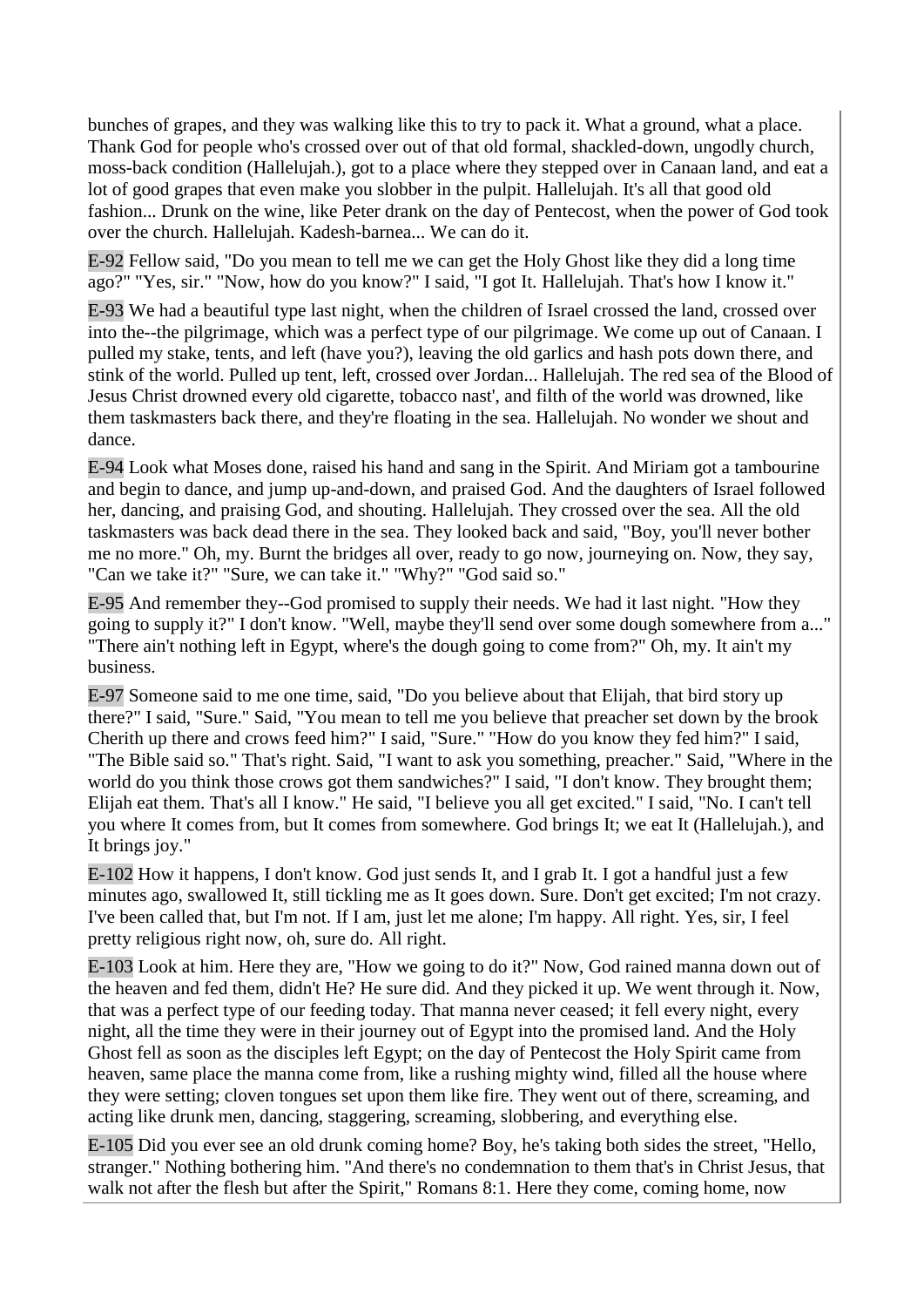bunches of grapes, and they was walking like this to try to pack it. What a ground, what a place. Thank God for people who's crossed over out of that old formal, shackled-down, ungodly church, moss-back condition (Hallelujah.), got to a place where they stepped over in Canaan land, and eat a lot of good grapes that even make you slobber in the pulpit. Hallelujah. It's all that good old fashion... Drunk on the wine, like Peter drank on the day of Pentecost, when the power of God took over the church. Hallelujah. Kadesh-barnea... We can do it.

E-92 Fellow said, "Do you mean to tell me we can get the Holy Ghost like they did a long time ago?" "Yes, sir." "Now, how do you know?" I said, "I got It. Hallelujah. That's how I know it."

E-93 We had a beautiful type last night, when the children of Israel crossed the land, crossed over into the--the pilgrimage, which was a perfect type of our pilgrimage. We come up out of Canaan. I pulled my stake, tents, and left (have you?), leaving the old garlics and hash pots down there, and stink of the world. Pulled up tent, left, crossed over Jordan... Hallelujah. The red sea of the Blood of Jesus Christ drowned every old cigarette, tobacco nast', and filth of the world was drowned, like them taskmasters back there, and they're floating in the sea. Hallelujah. No wonder we shout and dance.

E-94 Look what Moses done, raised his hand and sang in the Spirit. And Miriam got a tambourine and begin to dance, and jump up-and-down, and praised God. And the daughters of Israel followed her, dancing, and praising God, and shouting. Hallelujah. They crossed over the sea. All the old taskmasters was back dead there in the sea. They looked back and said, "Boy, you'll never bother me no more." Oh, my. Burnt the bridges all over, ready to go now, journeying on. Now, they say, "Can we take it?" "Sure, we can take it." "Why?" "God said so."

E-95 And remember they--God promised to supply their needs. We had it last night. "How they going to supply it?" I don't know. "Well, maybe they'll send over some dough somewhere from a..." "There ain't nothing left in Egypt, where's the dough going to come from?" Oh, my. It ain't my business.

E-97 Someone said to me one time, said, "Do you believe about that Elijah, that bird story up there?" I said, "Sure." Said, "You mean to tell me you believe that preacher set down by the brook Cherith up there and crows feed him?" I said, "Sure." "How do you know they fed him?" I said, "The Bible said so." That's right. Said, "I want to ask you something, preacher." Said, "Where in the world do you think those crows got them sandwiches?" I said, "I don't know. They brought them; Elijah eat them. That's all I know." He said, "I believe you all get excited." I said, "No. I can't tell you where It comes from, but It comes from somewhere. God brings It; we eat It (Hallelujah.), and It brings joy."

E-102 How it happens, I don't know. God just sends It, and I grab It. I got a handful just a few minutes ago, swallowed It, still tickling me as It goes down. Sure. Don't get excited; I'm not crazy. I've been called that, but I'm not. If I am, just let me alone; I'm happy. All right. Yes, sir, I feel pretty religious right now, oh, sure do. All right.

E-103 Look at him. Here they are, "How we going to do it?" Now, God rained manna down out of the heaven and fed them, didn't He? He sure did. And they picked it up. We went through it. Now, that was a perfect type of our feeding today. That manna never ceased; it fell every night, every night, all the time they were in their journey out of Egypt into the promised land. And the Holy Ghost fell as soon as the disciples left Egypt; on the day of Pentecost the Holy Spirit came from heaven, same place the manna come from, like a rushing mighty wind, filled all the house where they were setting; cloven tongues set upon them like fire. They went out of there, screaming, and acting like drunk men, dancing, staggering, screaming, slobbering, and everything else.

E-105 Did you ever see an old drunk coming home? Boy, he's taking both sides the street, "Hello, stranger." Nothing bothering him. "And there's no condemnation to them that's in Christ Jesus, that walk not after the flesh but after the Spirit," Romans 8:1. Here they come, coming home, now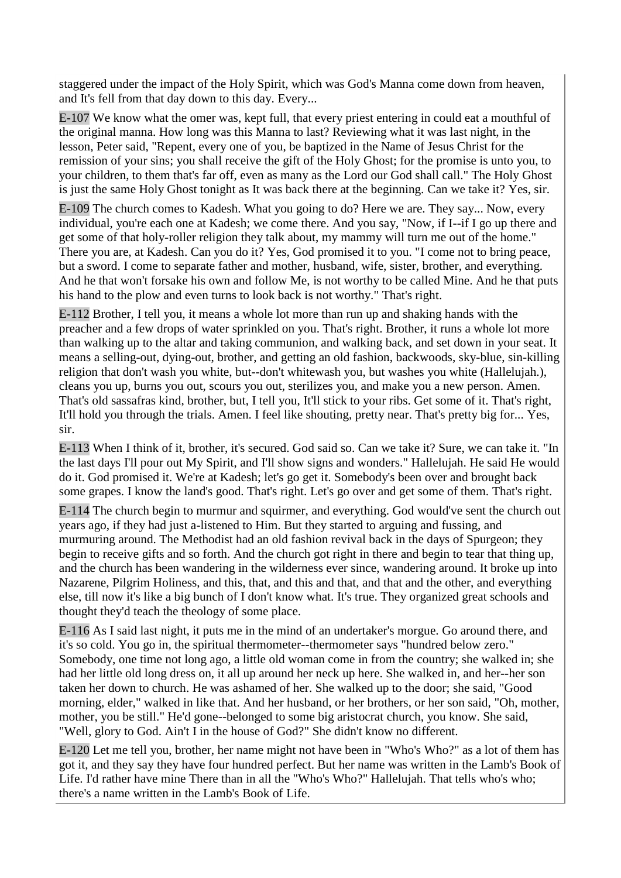staggered under the impact of the Holy Spirit, which was God's Manna come down from heaven, and It's fell from that day down to this day. Every...

E-107 We know what the omer was, kept full, that every priest entering in could eat a mouthful of the original manna. How long was this Manna to last? Reviewing what it was last night, in the lesson, Peter said, "Repent, every one of you, be baptized in the Name of Jesus Christ for the remission of your sins; you shall receive the gift of the Holy Ghost; for the promise is unto you, to your children, to them that's far off, even as many as the Lord our God shall call." The Holy Ghost is just the same Holy Ghost tonight as It was back there at the beginning. Can we take it? Yes, sir.

E-109 The church comes to Kadesh. What you going to do? Here we are. They say... Now, every individual, you're each one at Kadesh; we come there. And you say, "Now, if I--if I go up there and get some of that holy-roller religion they talk about, my mammy will turn me out of the home." There you are, at Kadesh. Can you do it? Yes, God promised it to you. "I come not to bring peace, but a sword. I come to separate father and mother, husband, wife, sister, brother, and everything. And he that won't forsake his own and follow Me, is not worthy to be called Mine. And he that puts his hand to the plow and even turns to look back is not worthy." That's right.

E-112 Brother, I tell you, it means a whole lot more than run up and shaking hands with the preacher and a few drops of water sprinkled on you. That's right. Brother, it runs a whole lot more than walking up to the altar and taking communion, and walking back, and set down in your seat. It means a selling-out, dying-out, brother, and getting an old fashion, backwoods, sky-blue, sin-killing religion that don't wash you white, but--don't whitewash you, but washes you white (Hallelujah.), cleans you up, burns you out, scours you out, sterilizes you, and make you a new person. Amen. That's old sassafras kind, brother, but, I tell you, It'll stick to your ribs. Get some of it. That's right, It'll hold you through the trials. Amen. I feel like shouting, pretty near. That's pretty big for... Yes, sir.

E-113 When I think of it, brother, it's secured. God said so. Can we take it? Sure, we can take it. "In the last days I'll pour out My Spirit, and I'll show signs and wonders." Hallelujah. He said He would do it. God promised it. We're at Kadesh; let's go get it. Somebody's been over and brought back some grapes. I know the land's good. That's right. Let's go over and get some of them. That's right.

E-114 The church begin to murmur and squirmer, and everything. God would've sent the church out years ago, if they had just a-listened to Him. But they started to arguing and fussing, and murmuring around. The Methodist had an old fashion revival back in the days of Spurgeon; they begin to receive gifts and so forth. And the church got right in there and begin to tear that thing up, and the church has been wandering in the wilderness ever since, wandering around. It broke up into Nazarene, Pilgrim Holiness, and this, that, and this and that, and that and the other, and everything else, till now it's like a big bunch of I don't know what. It's true. They organized great schools and thought they'd teach the theology of some place.

E-116 As I said last night, it puts me in the mind of an undertaker's morgue. Go around there, and it's so cold. You go in, the spiritual thermometer--thermometer says "hundred below zero." Somebody, one time not long ago, a little old woman come in from the country; she walked in; she had her little old long dress on, it all up around her neck up here. She walked in, and her--her son taken her down to church. He was ashamed of her. She walked up to the door; she said, "Good morning, elder," walked in like that. And her husband, or her brothers, or her son said, "Oh, mother, mother, you be still." He'd gone--belonged to some big aristocrat church, you know. She said, "Well, glory to God. Ain't I in the house of God?" She didn't know no different.

E-120 Let me tell you, brother, her name might not have been in "Who's Who?" as a lot of them has got it, and they say they have four hundred perfect. But her name was written in the Lamb's Book of Life. I'd rather have mine There than in all the "Who's Who?" Hallelujah. That tells who's who; there's a name written in the Lamb's Book of Life.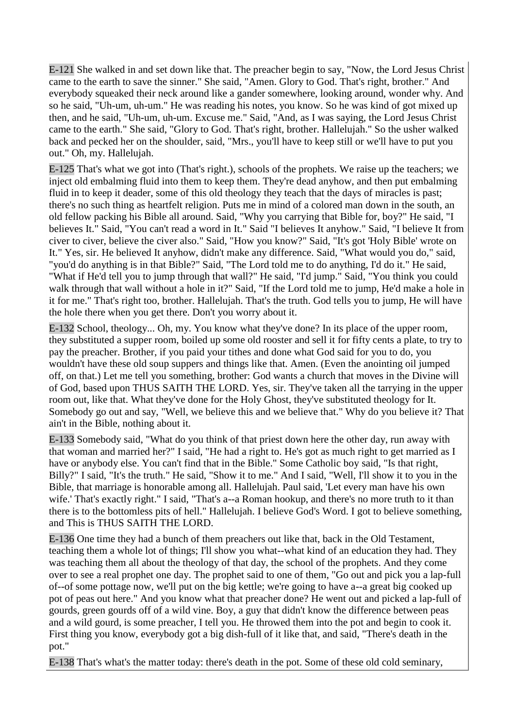E-121 She walked in and set down like that. The preacher begin to say, "Now, the Lord Jesus Christ came to the earth to save the sinner." She said, "Amen. Glory to God. That's right, brother." And everybody squeaked their neck around like a gander somewhere, looking around, wonder why. And so he said, "Uh-um, uh-um." He was reading his notes, you know. So he was kind of got mixed up then, and he said, "Uh-um, uh-um. Excuse me." Said, "And, as I was saying, the Lord Jesus Christ came to the earth." She said, "Glory to God. That's right, brother. Hallelujah." So the usher walked back and pecked her on the shoulder, said, "Mrs., you'll have to keep still or we'll have to put you out." Oh, my. Hallelujah.

E-125 That's what we got into (That's right.), schools of the prophets. We raise up the teachers; we inject old embalming fluid into them to keep them. They're dead anyhow, and then put embalming fluid in to keep it deader, some of this old theology they teach that the days of miracles is past; there's no such thing as heartfelt religion. Puts me in mind of a colored man down in the south, an old fellow packing his Bible all around. Said, "Why you carrying that Bible for, boy?" He said, "I believes It." Said, "You can't read a word in It." Said "I believes It anyhow." Said, "I believe It from civer to civer, believe the civer also." Said, "How you know?" Said, "It's got 'Holy Bible' wrote on It." Yes, sir. He believed It anyhow, didn't make any difference. Said, "What would you do," said, "you'd do anything is in that Bible?" Said, "The Lord told me to do anything, I'd do it." He said, "What if He'd tell you to jump through that wall?" He said, "I'd jump." Said, "You think you could walk through that wall without a hole in it?" Said, "If the Lord told me to jump, He'd make a hole in it for me." That's right too, brother. Hallelujah. That's the truth. God tells you to jump, He will have the hole there when you get there. Don't you worry about it.

E-132 School, theology... Oh, my. You know what they've done? In its place of the upper room, they substituted a supper room, boiled up some old rooster and sell it for fifty cents a plate, to try to pay the preacher. Brother, if you paid your tithes and done what God said for you to do, you wouldn't have these old soup suppers and things like that. Amen. (Even the anointing oil jumped off, on that.) Let me tell you something, brother: God wants a church that moves in the Divine will of God, based upon THUS SAITH THE LORD. Yes, sir. They've taken all the tarrying in the upper room out, like that. What they've done for the Holy Ghost, they've substituted theology for It. Somebody go out and say, "Well, we believe this and we believe that." Why do you believe it? That ain't in the Bible, nothing about it.

E-133 Somebody said, "What do you think of that priest down here the other day, run away with that woman and married her?" I said, "He had a right to. He's got as much right to get married as I have or anybody else. You can't find that in the Bible." Some Catholic boy said, "Is that right, Billy?" I said, "It's the truth." He said, "Show it to me." And I said, "Well, I'll show it to you in the Bible, that marriage is honorable among all. Hallelujah. Paul said, 'Let every man have his own wife.' That's exactly right." I said, "That's a--a Roman hookup, and there's no more truth to it than there is to the bottomless pits of hell." Hallelujah. I believe God's Word. I got to believe something, and This is THUS SAITH THE LORD.

E-136 One time they had a bunch of them preachers out like that, back in the Old Testament, teaching them a whole lot of things; I'll show you what--what kind of an education they had. They was teaching them all about the theology of that day, the school of the prophets. And they come over to see a real prophet one day. The prophet said to one of them, "Go out and pick you a lap-full of--of some pottage now, we'll put on the big kettle; we're going to have a--a great big cooked up pot of peas out here." And you know what that preacher done? He went out and picked a lap-full of gourds, green gourds off of a wild vine. Boy, a guy that didn't know the difference between peas and a wild gourd, is some preacher, I tell you. He throwed them into the pot and begin to cook it. First thing you know, everybody got a big dish-full of it like that, and said, "There's death in the pot."

E-138 That's what's the matter today: there's death in the pot. Some of these old cold seminary,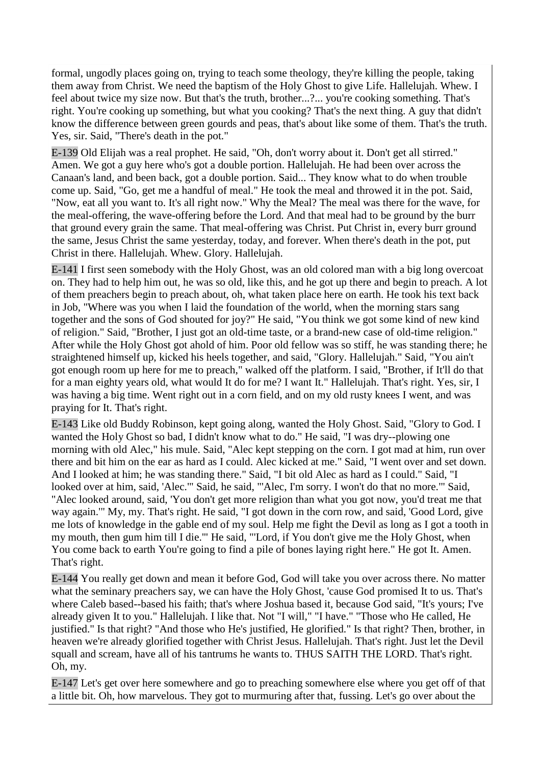formal, ungodly places going on, trying to teach some theology, they're killing the people, taking them away from Christ. We need the baptism of the Holy Ghost to give Life. Hallelujah. Whew. I feel about twice my size now. But that's the truth, brother...?... you're cooking something. That's right. You're cooking up something, but what you cooking? That's the next thing. A guy that didn't know the difference between green gourds and peas, that's about like some of them. That's the truth. Yes, sir. Said, "There's death in the pot."

E-139 Old Elijah was a real prophet. He said, "Oh, don't worry about it. Don't get all stirred." Amen. We got a guy here who's got a double portion. Hallelujah. He had been over across the Canaan's land, and been back, got a double portion. Said... They know what to do when trouble come up. Said, "Go, get me a handful of meal." He took the meal and throwed it in the pot. Said, "Now, eat all you want to. It's all right now." Why the Meal? The meal was there for the wave, for the meal-offering, the wave-offering before the Lord. And that meal had to be ground by the burr that ground every grain the same. That meal-offering was Christ. Put Christ in, every burr ground the same, Jesus Christ the same yesterday, today, and forever. When there's death in the pot, put Christ in there. Hallelujah. Whew. Glory. Hallelujah.

E-141 I first seen somebody with the Holy Ghost, was an old colored man with a big long overcoat on. They had to help him out, he was so old, like this, and he got up there and begin to preach. A lot of them preachers begin to preach about, oh, what taken place here on earth. He took his text back in Job, "Where was you when I laid the foundation of the world, when the morning stars sang together and the sons of God shouted for joy?" He said, "You think we got some kind of new kind of religion." Said, "Brother, I just got an old-time taste, or a brand-new case of old-time religion." After while the Holy Ghost got ahold of him. Poor old fellow was so stiff, he was standing there; he straightened himself up, kicked his heels together, and said, "Glory. Hallelujah." Said, "You ain't got enough room up here for me to preach," walked off the platform. I said, "Brother, if It'll do that for a man eighty years old, what would It do for me? I want It." Hallelujah. That's right. Yes, sir, I was having a big time. Went right out in a corn field, and on my old rusty knees I went, and was praying for It. That's right.

E-143 Like old Buddy Robinson, kept going along, wanted the Holy Ghost. Said, "Glory to God. I wanted the Holy Ghost so bad, I didn't know what to do." He said, "I was dry--plowing one morning with old Alec," his mule. Said, "Alec kept stepping on the corn. I got mad at him, run over there and bit him on the ear as hard as I could. Alec kicked at me." Said, "I went over and set down. And I looked at him; he was standing there." Said, "I bit old Alec as hard as I could." Said, "I looked over at him, said, 'Alec.'" Said, he said, "'Alec, I'm sorry. I won't do that no more.'" Said, "Alec looked around, said, 'You don't get more religion than what you got now, you'd treat me that way again.'" My, my. That's right. He said, "I got down in the corn row, and said, 'Good Lord, give me lots of knowledge in the gable end of my soul. Help me fight the Devil as long as I got a tooth in my mouth, then gum him till I die.'" He said, "'Lord, if You don't give me the Holy Ghost, when You come back to earth You're going to find a pile of bones laying right here." He got It. Amen. That's right.

E-144 You really get down and mean it before God, God will take you over across there. No matter what the seminary preachers say, we can have the Holy Ghost, 'cause God promised It to us. That's where Caleb based--based his faith; that's where Joshua based it, because God said, "It's yours; I've already given It to you." Hallelujah. I like that. Not "I will," "I have." "Those who He called, He justified." Is that right? "And those who He's justified, He glorified." Is that right? Then, brother, in heaven we're already glorified together with Christ Jesus. Hallelujah. That's right. Just let the Devil squall and scream, have all of his tantrums he wants to. THUS SAITH THE LORD. That's right. Oh, my.

E-147 Let's get over here somewhere and go to preaching somewhere else where you get off of that a little bit. Oh, how marvelous. They got to murmuring after that, fussing. Let's go over about the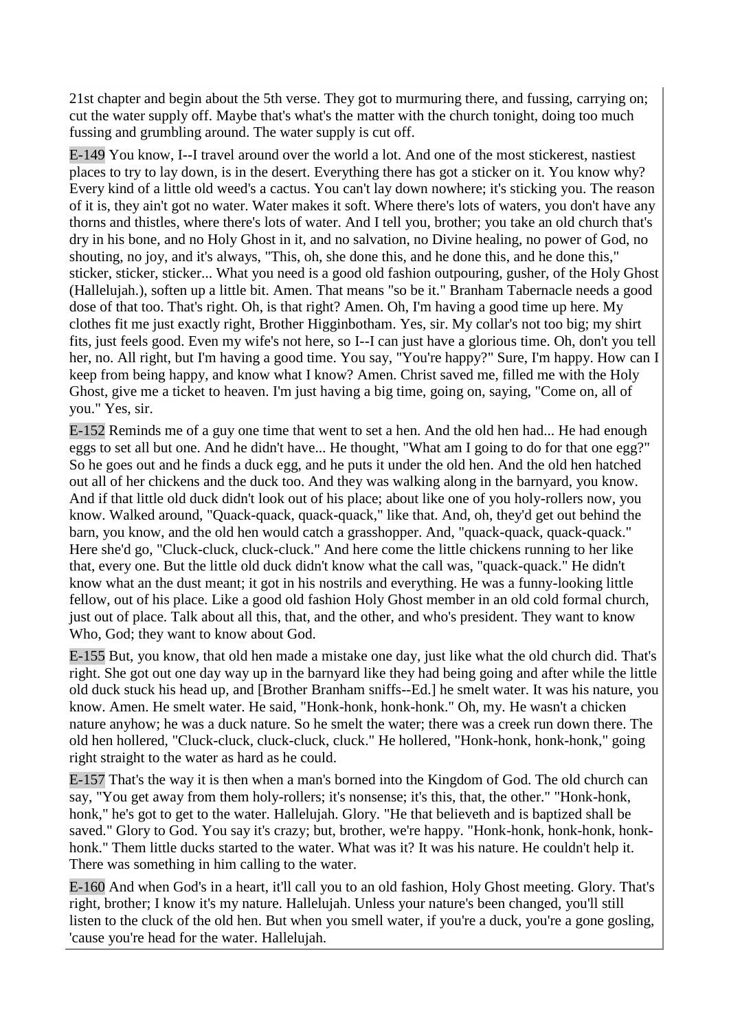21st chapter and begin about the 5th verse. They got to murmuring there, and fussing, carrying on; cut the water supply off. Maybe that's what's the matter with the church tonight, doing too much fussing and grumbling around. The water supply is cut off.

E-149 You know, I--I travel around over the world a lot. And one of the most stickerest, nastiest places to try to lay down, is in the desert. Everything there has got a sticker on it. You know why? Every kind of a little old weed's a cactus. You can't lay down nowhere; it's sticking you. The reason of it is, they ain't got no water. Water makes it soft. Where there's lots of waters, you don't have any thorns and thistles, where there's lots of water. And I tell you, brother; you take an old church that's dry in his bone, and no Holy Ghost in it, and no salvation, no Divine healing, no power of God, no shouting, no joy, and it's always, "This, oh, she done this, and he done this, and he done this," sticker, sticker, sticker... What you need is a good old fashion outpouring, gusher, of the Holy Ghost (Hallelujah.), soften up a little bit. Amen. That means "so be it." Branham Tabernacle needs a good dose of that too. That's right. Oh, is that right? Amen. Oh, I'm having a good time up here. My clothes fit me just exactly right, Brother Higginbotham. Yes, sir. My collar's not too big; my shirt fits, just feels good. Even my wife's not here, so I--I can just have a glorious time. Oh, don't you tell her, no. All right, but I'm having a good time. You say, "You're happy?" Sure, I'm happy. How can I keep from being happy, and know what I know? Amen. Christ saved me, filled me with the Holy Ghost, give me a ticket to heaven. I'm just having a big time, going on, saying, "Come on, all of you." Yes, sir.

E-152 Reminds me of a guy one time that went to set a hen. And the old hen had... He had enough eggs to set all but one. And he didn't have... He thought, "What am I going to do for that one egg?" So he goes out and he finds a duck egg, and he puts it under the old hen. And the old hen hatched out all of her chickens and the duck too. And they was walking along in the barnyard, you know. And if that little old duck didn't look out of his place; about like one of you holy-rollers now, you know. Walked around, "Quack-quack, quack-quack," like that. And, oh, they'd get out behind the barn, you know, and the old hen would catch a grasshopper. And, "quack-quack, quack-quack." Here she'd go, "Cluck-cluck, cluck-cluck." And here come the little chickens running to her like that, every one. But the little old duck didn't know what the call was, "quack-quack." He didn't know what an the dust meant; it got in his nostrils and everything. He was a funny-looking little fellow, out of his place. Like a good old fashion Holy Ghost member in an old cold formal church, just out of place. Talk about all this, that, and the other, and who's president. They want to know Who, God; they want to know about God.

E-155 But, you know, that old hen made a mistake one day, just like what the old church did. That's right. She got out one day way up in the barnyard like they had being going and after while the little old duck stuck his head up, and [Brother Branham sniffs--Ed.] he smelt water. It was his nature, you know. Amen. He smelt water. He said, "Honk-honk, honk-honk." Oh, my. He wasn't a chicken nature anyhow; he was a duck nature. So he smelt the water; there was a creek run down there. The old hen hollered, "Cluck-cluck, cluck-cluck, cluck." He hollered, "Honk-honk, honk-honk," going right straight to the water as hard as he could.

E-157 That's the way it is then when a man's borned into the Kingdom of God. The old church can say, "You get away from them holy-rollers; it's nonsense; it's this, that, the other." "Honk-honk, honk," he's got to get to the water. Hallelujah. Glory. "He that believeth and is baptized shall be saved." Glory to God. You say it's crazy; but, brother, we're happy. "Honk-honk, honk-honk, honk-honk." Them little ducks started to the water. What was it? It was his nature. He couldn't help it. There was something in him calling to the water.

E-160 And when God's in a heart, it'll call you to an old fashion, Holy Ghost meeting. Glory. That's right, brother; I know it's my nature. Hallelujah. Unless your nature's been changed, you'll still listen to the cluck of the old hen. But when you smell water, if you're a duck, you're a gone gosling, 'cause you're head for the water. Hallelujah.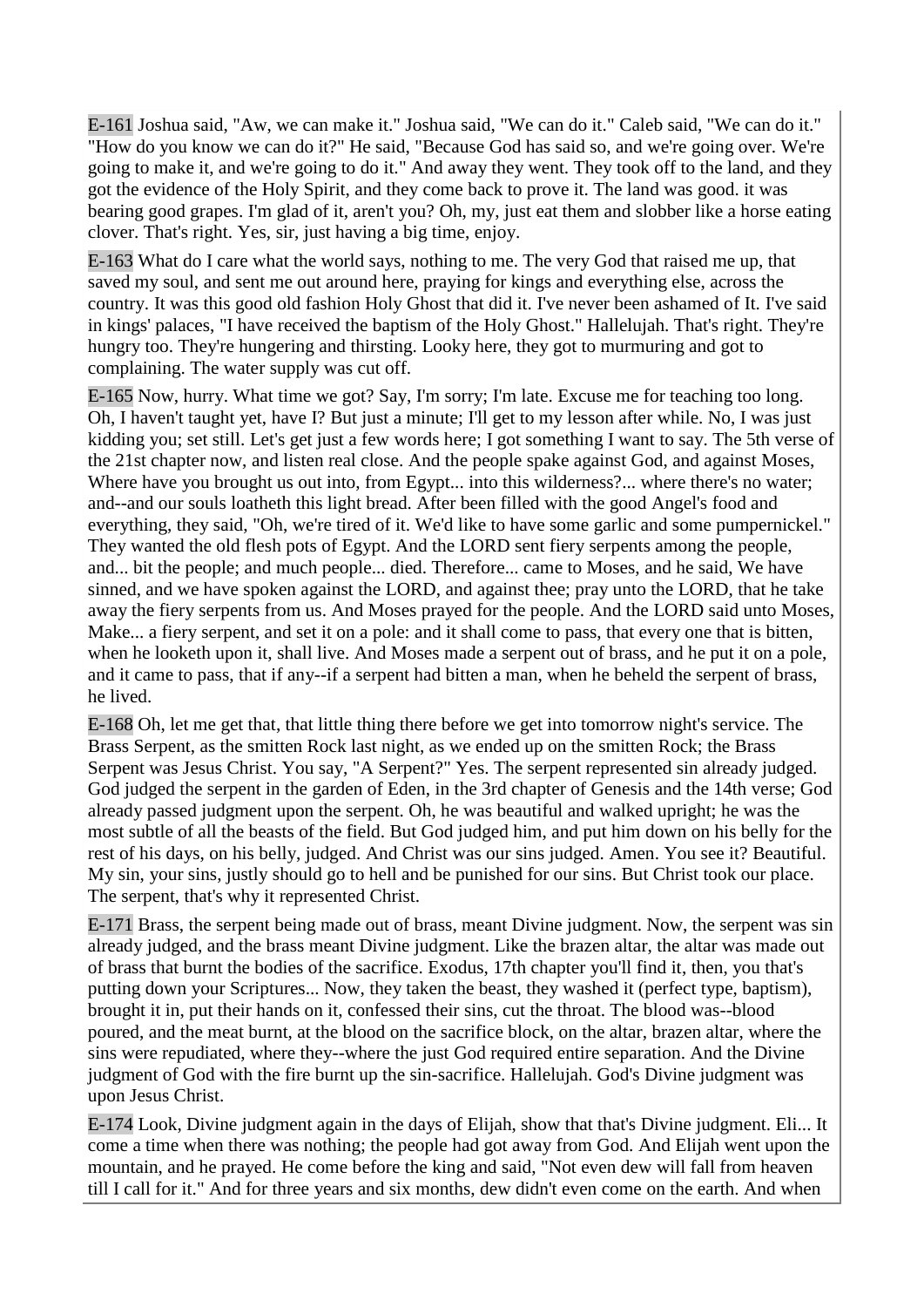E-161 Joshua said, "Aw, we can make it." Joshua said, "We can do it." Caleb said, "We can do it." "How do you know we can do it?" He said, "Because God has said so, and we're going over. We're going to make it, and we're going to do it." And away they went. They took off to the land, and they got the evidence of the Holy Spirit, and they come back to prove it. The land was good. it was bearing good grapes. I'm glad of it, aren't you? Oh, my, just eat them and slobber like a horse eating clover. That's right. Yes, sir, just having a big time, enjoy.

E-163 What do I care what the world says, nothing to me. The very God that raised me up, that saved my soul, and sent me out around here, praying for kings and everything else, across the country. It was this good old fashion Holy Ghost that did it. I've never been ashamed of It. I've said in kings' palaces, "I have received the baptism of the Holy Ghost." Hallelujah. That's right. They're hungry too. They're hungering and thirsting. Looky here, they got to murmuring and got to complaining. The water supply was cut off.

E-165 Now, hurry. What time we got? Say, I'm sorry; I'm late. Excuse me for teaching too long. Oh, I haven't taught yet, have I? But just a minute; I'll get to my lesson after while. No, I was just kidding you; set still. Let's get just a few words here; I got something I want to say. The 5th verse of the 21st chapter now, and listen real close. And the people spake against God, and against Moses, Where have you brought us out into, from Egypt... into this wilderness?... where there's no water; and--and our souls loatheth this light bread. After been filled with the good Angel's food and everything, they said, "Oh, we're tired of it. We'd like to have some garlic and some pumpernickel." They wanted the old flesh pots of Egypt. And the LORD sent fiery serpents among the people, and... bit the people; and much people... died. Therefore... came to Moses, and he said, We have sinned, and we have spoken against the LORD, and against thee; pray unto the LORD, that he take away the fiery serpents from us. And Moses prayed for the people. And the LORD said unto Moses, Make... a fiery serpent, and set it on a pole: and it shall come to pass, that every one that is bitten, when he looketh upon it, shall live. And Moses made a serpent out of brass, and he put it on a pole, and it came to pass, that if any--if a serpent had bitten a man, when he beheld the serpent of brass, he lived.

E-168 Oh, let me get that, that little thing there before we get into tomorrow night's service. The Brass Serpent, as the smitten Rock last night, as we ended up on the smitten Rock; the Brass Serpent was Jesus Christ. You say, "A Serpent?" Yes. The serpent represented sin already judged. God judged the serpent in the garden of Eden, in the 3rd chapter of Genesis and the 14th verse; God already passed judgment upon the serpent. Oh, he was beautiful and walked upright; he was the most subtle of all the beasts of the field. But God judged him, and put him down on his belly for the rest of his days, on his belly, judged. And Christ was our sins judged. Amen. You see it? Beautiful. My sin, your sins, justly should go to hell and be punished for our sins. But Christ took our place. The serpent, that's why it represented Christ.

E-171 Brass, the serpent being made out of brass, meant Divine judgment. Now, the serpent was sin already judged, and the brass meant Divine judgment. Like the brazen altar, the altar was made out of brass that burnt the bodies of the sacrifice. Exodus, 17th chapter you'll find it, then, you that's putting down your Scriptures... Now, they taken the beast, they washed it (perfect type, baptism), brought it in, put their hands on it, confessed their sins, cut the throat. The blood was--blood poured, and the meat burnt, at the blood on the sacrifice block, on the altar, brazen altar, where the sins were repudiated, where they--where the just God required entire separation. And the Divine judgment of God with the fire burnt up the sin-sacrifice. Hallelujah. God's Divine judgment was upon Jesus Christ.

E-174 Look, Divine judgment again in the days of Elijah, show that that's Divine judgment. Eli... It come a time when there was nothing; the people had got away from God. And Elijah went upon the mountain, and he prayed. He come before the king and said, "Not even dew will fall from heaven till I call for it." And for three years and six months, dew didn't even come on the earth. And when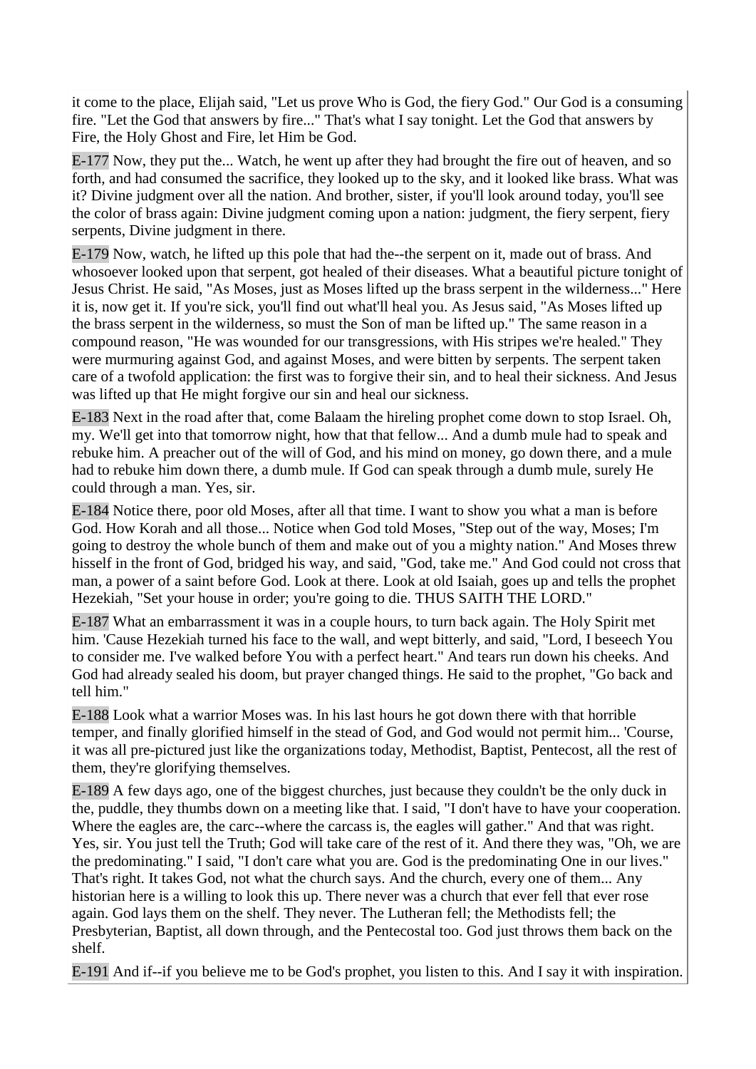it come to the place, Elijah said, "Let us prove Who is God, the fiery God." Our God is a consuming fire. "Let the God that answers by fire..." That's what I say tonight. Let the God that answers by Fire, the Holy Ghost and Fire, let Him be God.

E-177 Now, they put the... Watch, he went up after they had brought the fire out of heaven, and so forth, and had consumed the sacrifice, they looked up to the sky, and it looked like brass. What was it? Divine judgment over all the nation. And brother, sister, if you'll look around today, you'll see the color of brass again: Divine judgment coming upon a nation: judgment, the fiery serpent, fiery serpents, Divine judgment in there.

E-179 Now, watch, he lifted up this pole that had the--the serpent on it, made out of brass. And whosoever looked upon that serpent, got healed of their diseases. What a beautiful picture tonight of Jesus Christ. He said, "As Moses, just as Moses lifted up the brass serpent in the wilderness..." Here it is, now get it. If you're sick, you'll find out what'll heal you. As Jesus said, "As Moses lifted up the brass serpent in the wilderness, so must the Son of man be lifted up." The same reason in a compound reason, "He was wounded for our transgressions, with His stripes we're healed." They were murmuring against God, and against Moses, and were bitten by serpents. The serpent taken care of a twofold application: the first was to forgive their sin, and to heal their sickness. And Jesus was lifted up that He might forgive our sin and heal our sickness.

E-183 Next in the road after that, come Balaam the hireling prophet come down to stop Israel. Oh, my. We'll get into that tomorrow night, how that that fellow... And a dumb mule had to speak and rebuke him. A preacher out of the will of God, and his mind on money, go down there, and a mule had to rebuke him down there, a dumb mule. If God can speak through a dumb mule, surely He could through a man. Yes, sir.

E-184 Notice there, poor old Moses, after all that time. I want to show you what a man is before God. How Korah and all those... Notice when God told Moses, "Step out of the way, Moses; I'm going to destroy the whole bunch of them and make out of you a mighty nation." And Moses threw hisself in the front of God, bridged his way, and said, "God, take me." And God could not cross that man, a power of a saint before God. Look at there. Look at old Isaiah, goes up and tells the prophet Hezekiah, "Set your house in order; you're going to die. THUS SAITH THE LORD."

E-187 What an embarrassment it was in a couple hours, to turn back again. The Holy Spirit met him. 'Cause Hezekiah turned his face to the wall, and wept bitterly, and said, "Lord, I beseech You to consider me. I've walked before You with a perfect heart." And tears run down his cheeks. And God had already sealed his doom, but prayer changed things. He said to the prophet, "Go back and tell him."

E-188 Look what a warrior Moses was. In his last hours he got down there with that horrible temper, and finally glorified himself in the stead of God, and God would not permit him... 'Course, it was all pre-pictured just like the organizations today, Methodist, Baptist, Pentecost, all the rest of them, they're glorifying themselves.

E-189 A few days ago, one of the biggest churches, just because they couldn't be the only duck in the, puddle, they thumbs down on a meeting like that. I said, "I don't have to have your cooperation. Where the eagles are, the carc--where the carcass is, the eagles will gather." And that was right. Yes, sir. You just tell the Truth; God will take care of the rest of it. And there they was, "Oh, we are the predominating." I said, "I don't care what you are. God is the predominating One in our lives." That's right. It takes God, not what the church says. And the church, every one of them... Any historian here is a willing to look this up. There never was a church that ever fell that ever rose again. God lays them on the shelf. They never. The Lutheran fell; the Methodists fell; the Presbyterian, Baptist, all down through, and the Pentecostal too. God just throws them back on the shelf.

E-191 And if--if you believe me to be God's prophet, you listen to this. And I say it with inspiration.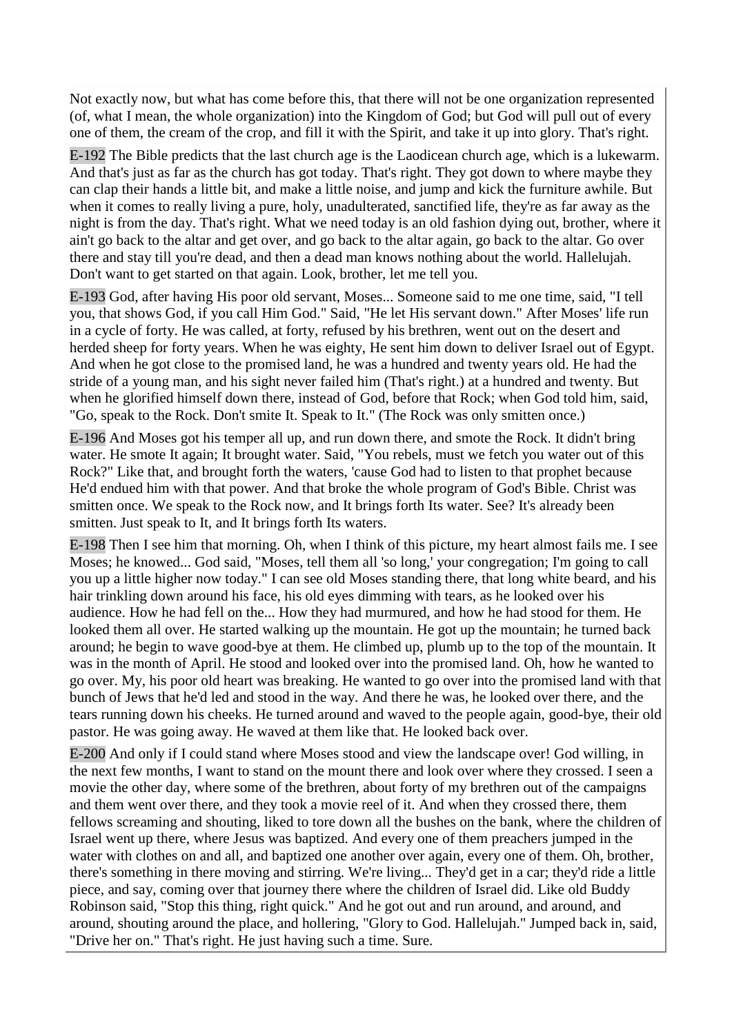Not exactly now, but what has come before this, that there will not be one organization represented (of, what I mean, the whole organization) into the Kingdom of God; but God will pull out of every one of them, the cream of the crop, and fill it with the Spirit, and take it up into glory. That's right.

E-192 The Bible predicts that the last church age is the Laodicean church age, which is a lukewarm. And that's just as far as the church has got today. That's right. They got down to where maybe they can clap their hands a little bit, and make a little noise, and jump and kick the furniture awhile. But when it comes to really living a pure, holy, unadulterated, sanctified life, they're as far away as the night is from the day. That's right. What we need today is an old fashion dying out, brother, where it ain't go back to the altar and get over, and go back to the altar again, go back to the altar. Go over there and stay till you're dead, and then a dead man knows nothing about the world. Hallelujah. Don't want to get started on that again. Look, brother, let me tell you.

E-193 God, after having His poor old servant, Moses... Someone said to me one time, said, "I tell you, that shows God, if you call Him God." Said, "He let His servant down." After Moses' life run in a cycle of forty. He was called, at forty, refused by his brethren, went out on the desert and herded sheep for forty years. When he was eighty, He sent him down to deliver Israel out of Egypt. And when he got close to the promised land, he was a hundred and twenty years old. He had the stride of a young man, and his sight never failed him (That's right.) at a hundred and twenty. But when he glorified himself down there, instead of God, before that Rock; when God told him, said, "Go, speak to the Rock. Don't smite It. Speak to It." (The Rock was only smitten once.)

E-196 And Moses got his temper all up, and run down there, and smote the Rock. It didn't bring water. He smote It again; It brought water. Said, "You rebels, must we fetch you water out of this Rock?" Like that, and brought forth the waters, 'cause God had to listen to that prophet because He'd endued him with that power. And that broke the whole program of God's Bible. Christ was smitten once. We speak to the Rock now, and It brings forth Its water. See? It's already been smitten. Just speak to It, and It brings forth Its waters.

E-198 Then I see him that morning. Oh, when I think of this picture, my heart almost fails me. I see Moses; he knowed... God said, "Moses, tell them all 'so long,' your congregation; I'm going to call you up a little higher now today." I can see old Moses standing there, that long white beard, and his hair trinkling down around his face, his old eyes dimming with tears, as he looked over his audience. How he had fell on the... How they had murmured, and how he had stood for them. He looked them all over. He started walking up the mountain. He got up the mountain; he turned back around; he begin to wave good-bye at them. He climbed up, plumb up to the top of the mountain. It was in the month of April. He stood and looked over into the promised land. Oh, how he wanted to go over. My, his poor old heart was breaking. He wanted to go over into the promised land with that bunch of Jews that he'd led and stood in the way. And there he was, he looked over there, and the tears running down his cheeks. He turned around and waved to the people again, good-bye, their old pastor. He was going away. He waved at them like that. He looked back over.

E-200 And only if I could stand where Moses stood and view the landscape over! God willing, in the next few months, I want to stand on the mount there and look over where they crossed. I seen a movie the other day, where some of the brethren, about forty of my brethren out of the campaigns and them went over there, and they took a movie reel of it. And when they crossed there, them fellows screaming and shouting, liked to tore down all the bushes on the bank, where the children of Israel went up there, where Jesus was baptized. And every one of them preachers jumped in the water with clothes on and all, and baptized one another over again, every one of them. Oh, brother, there's something in there moving and stirring. We're living... They'd get in a car; they'd ride a little piece, and say, coming over that journey there where the children of Israel did. Like old Buddy Robinson said, "Stop this thing, right quick." And he got out and run around, and around, and around, shouting around the place, and hollering, "Glory to God. Hallelujah." Jumped back in, said, "Drive her on." That's right. He just having such a time. Sure.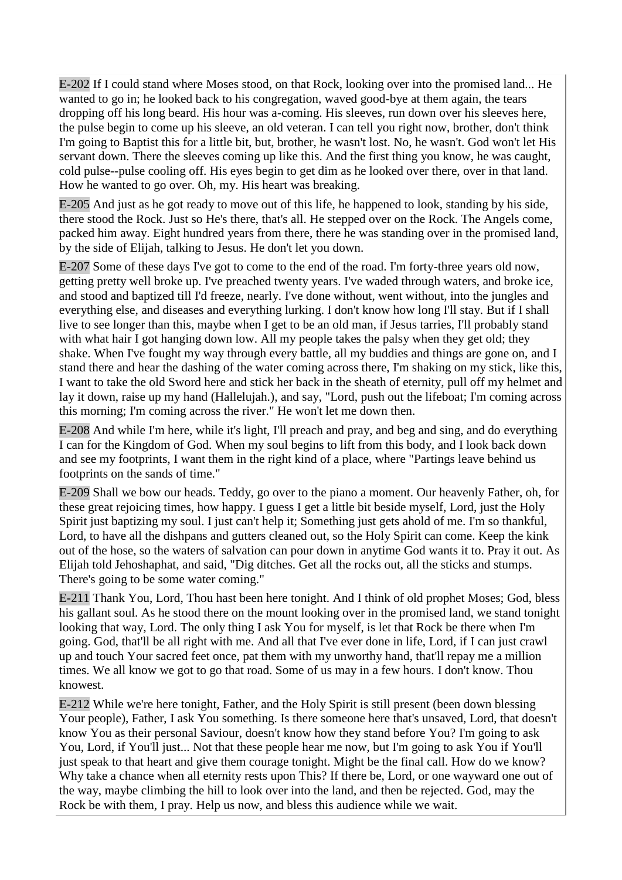E-202 If I could stand where Moses stood, on that Rock, looking over into the promised land... He wanted to go in; he looked back to his congregation, waved good-bye at them again, the tears dropping off his long beard. His hour was a-coming. His sleeves, run down over his sleeves here, the pulse begin to come up his sleeve, an old veteran. I can tell you right now, brother, don't think I'm going to Baptist this for a little bit, but, brother, he wasn't lost. No, he wasn't. God won't let His servant down. There the sleeves coming up like this. And the first thing you know, he was caught, cold pulse--pulse cooling off. His eyes begin to get dim as he looked over there, over in that land. How he wanted to go over. Oh, my. His heart was breaking.

E-205 And just as he got ready to move out of this life, he happened to look, standing by his side, there stood the Rock. Just so He's there, that's all. He stepped over on the Rock. The Angels come, packed him away. Eight hundred years from there, there he was standing over in the promised land, by the side of Elijah, talking to Jesus. He don't let you down.

E-207 Some of these days I've got to come to the end of the road. I'm forty-three years old now, getting pretty well broke up. I've preached twenty years. I've waded through waters, and broke ice, and stood and baptized till I'd freeze, nearly. I've done without, went without, into the jungles and everything else, and diseases and everything lurking. I don't know how long I'll stay. But if I shall live to see longer than this, maybe when I get to be an old man, if Jesus tarries, I'll probably stand with what hair I got hanging down low. All my people takes the palsy when they get old; they shake. When I've fought my way through every battle, all my buddies and things are gone on, and I stand there and hear the dashing of the water coming across there, I'm shaking on my stick, like this, I want to take the old Sword here and stick her back in the sheath of eternity, pull off my helmet and lay it down, raise up my hand (Hallelujah.), and say, "Lord, push out the lifeboat; I'm coming across this morning; I'm coming across the river." He won't let me down then.

E-208 And while I'm here, while it's light, I'll preach and pray, and beg and sing, and do everything I can for the Kingdom of God. When my soul begins to lift from this body, and I look back down and see my footprints, I want them in the right kind of a place, where "Partings leave behind us footprints on the sands of time."

E-209 Shall we bow our heads. Teddy, go over to the piano a moment. Our heavenly Father, oh, for these great rejoicing times, how happy. I guess I get a little bit beside myself, Lord, just the Holy Spirit just baptizing my soul. I just can't help it; Something just gets ahold of me. I'm so thankful, Lord, to have all the dishpans and gutters cleaned out, so the Holy Spirit can come. Keep the kink out of the hose, so the waters of salvation can pour down in anytime God wants it to. Pray it out. As Elijah told Jehoshaphat, and said, "Dig ditches. Get all the rocks out, all the sticks and stumps. There's going to be some water coming."

E-211 Thank You, Lord, Thou hast been here tonight. And I think of old prophet Moses; God, bless his gallant soul. As he stood there on the mount looking over in the promised land, we stand tonight looking that way, Lord. The only thing I ask You for myself, is let that Rock be there when I'm going. God, that'll be all right with me. And all that I've ever done in life, Lord, if I can just crawl up and touch Your sacred feet once, pat them with my unworthy hand, that'll repay me a million times. We all know we got to go that road. Some of us may in a few hours. I don't know. Thou knowest.

E-212 While we're here tonight, Father, and the Holy Spirit is still present (been down blessing Your people), Father, I ask You something. Is there someone here that's unsaved, Lord, that doesn't know You as their personal Saviour, doesn't know how they stand before You? I'm going to ask You, Lord, if You'll just... Not that these people hear me now, but I'm going to ask You if You'll just speak to that heart and give them courage tonight. Might be the final call. How do we know? Why take a chance when all eternity rests upon This? If there be, Lord, or one wayward one out of the way, maybe climbing the hill to look over into the land, and then be rejected. God, may the Rock be with them, I pray. Help us now, and bless this audience while we wait.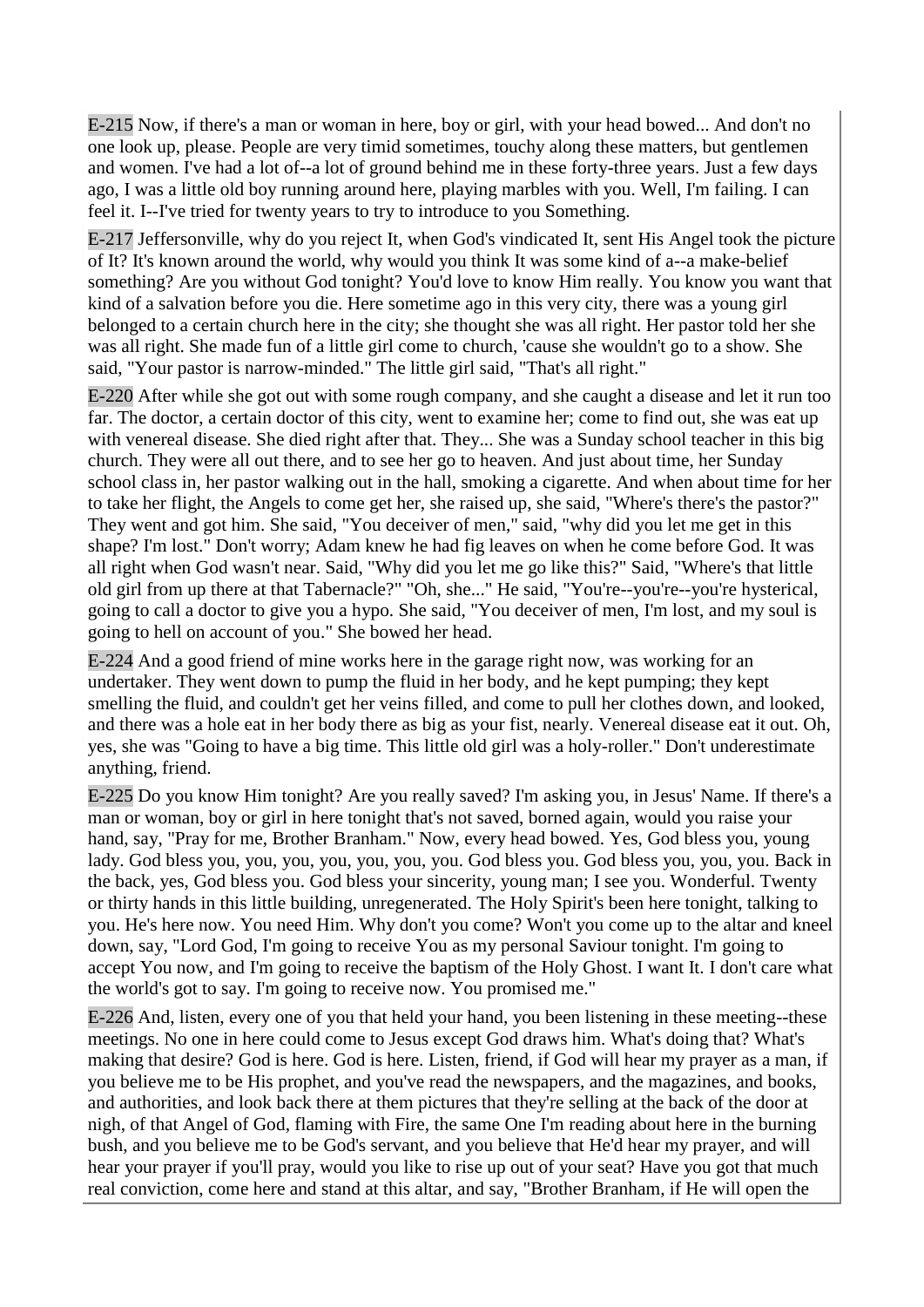E-215 Now, if there's a man or woman in here, boy or girl, with your head bowed... And don't no one look up, please. People are very timid sometimes, touchy along these matters, but gentlemen and women. I've had a lot of--a lot of ground behind me in these forty-three years. Just a few days ago, I was a little old boy running around here, playing marbles with you. Well, I'm failing. I can feel it. I--I've tried for twenty years to try to introduce to you Something.

E-217 Jeffersonville, why do you reject It, when God's vindicated It, sent His Angel took the picture of It? It's known around the world, why would you think It was some kind of a--a make-belief something? Are you without God tonight? You'd love to know Him really. You know you want that kind of a salvation before you die. Here sometime ago in this very city, there was a young girl belonged to a certain church here in the city; she thought she was all right. Her pastor told her she was all right. She made fun of a little girl come to church, 'cause she wouldn't go to a show. She said, "Your pastor is narrow-minded." The little girl said, "That's all right."

E-220 After while she got out with some rough company, and she caught a disease and let it run too far. The doctor, a certain doctor of this city, went to examine her; come to find out, she was eat up with venereal disease. She died right after that. They... She was a Sunday school teacher in this big church. They were all out there, and to see her go to heaven. And just about time, her Sunday school class in, her pastor walking out in the hall, smoking a cigarette. And when about time for her to take her flight, the Angels to come get her, she raised up, she said, "Where's there's the pastor?" They went and got him. She said, "You deceiver of men," said, "why did you let me get in this shape? I'm lost." Don't worry; Adam knew he had fig leaves on when he come before God. It was all right when God wasn't near. Said, "Why did you let me go like this?" Said, "Where's that little old girl from up there at that Tabernacle?" "Oh, she..." He said, "You're--you're--you're hysterical, going to call a doctor to give you a hypo. She said, "You deceiver of men, I'm lost, and my soul is going to hell on account of you." She bowed her head.

E-224 And a good friend of mine works here in the garage right now, was working for an undertaker. They went down to pump the fluid in her body, and he kept pumping; they kept smelling the fluid, and couldn't get her veins filled, and come to pull her clothes down, and looked, and there was a hole eat in her body there as big as your fist, nearly. Venereal disease eat it out. Oh, yes, she was "Going to have a big time. This little old girl was a holy-roller." Don't underestimate anything, friend.

E-225 Do you know Him tonight? Are you really saved? I'm asking you, in Jesus' Name. If there's a man or woman, boy or girl in here tonight that's not saved, borned again, would you raise your hand, say, "Pray for me, Brother Branham." Now, every head bowed. Yes, God bless you, young lady. God bless you, you, you, you, you, you, you. God bless you. God bless you, you, you. Back in the back, yes, God bless you. God bless your sincerity, young man; I see you. Wonderful. Twenty or thirty hands in this little building, unregenerated. The Holy Spirit's been here tonight, talking to you. He's here now. You need Him. Why don't you come? Won't you come up to the altar and kneel down, say, "Lord God, I'm going to receive You as my personal Saviour tonight. I'm going to accept You now, and I'm going to receive the baptism of the Holy Ghost. I want It. I don't care what the world's got to say. I'm going to receive now. You promised me."

E-226 And, listen, every one of you that held your hand, you been listening in these meeting--these meetings. No one in here could come to Jesus except God draws him. What's doing that? What's making that desire? God is here. God is here. Listen, friend, if God will hear my prayer as a man, if you believe me to be His prophet, and you've read the newspapers, and the magazines, and books, and authorities, and look back there at them pictures that they're selling at the back of the door at nigh, of that Angel of God, flaming with Fire, the same One I'm reading about here in the burning bush, and you believe me to be God's servant, and you believe that He'd hear my prayer, and will hear your prayer if you'll pray, would you like to rise up out of your seat? Have you got that much real conviction, come here and stand at this altar, and say, "Brother Branham, if He will open the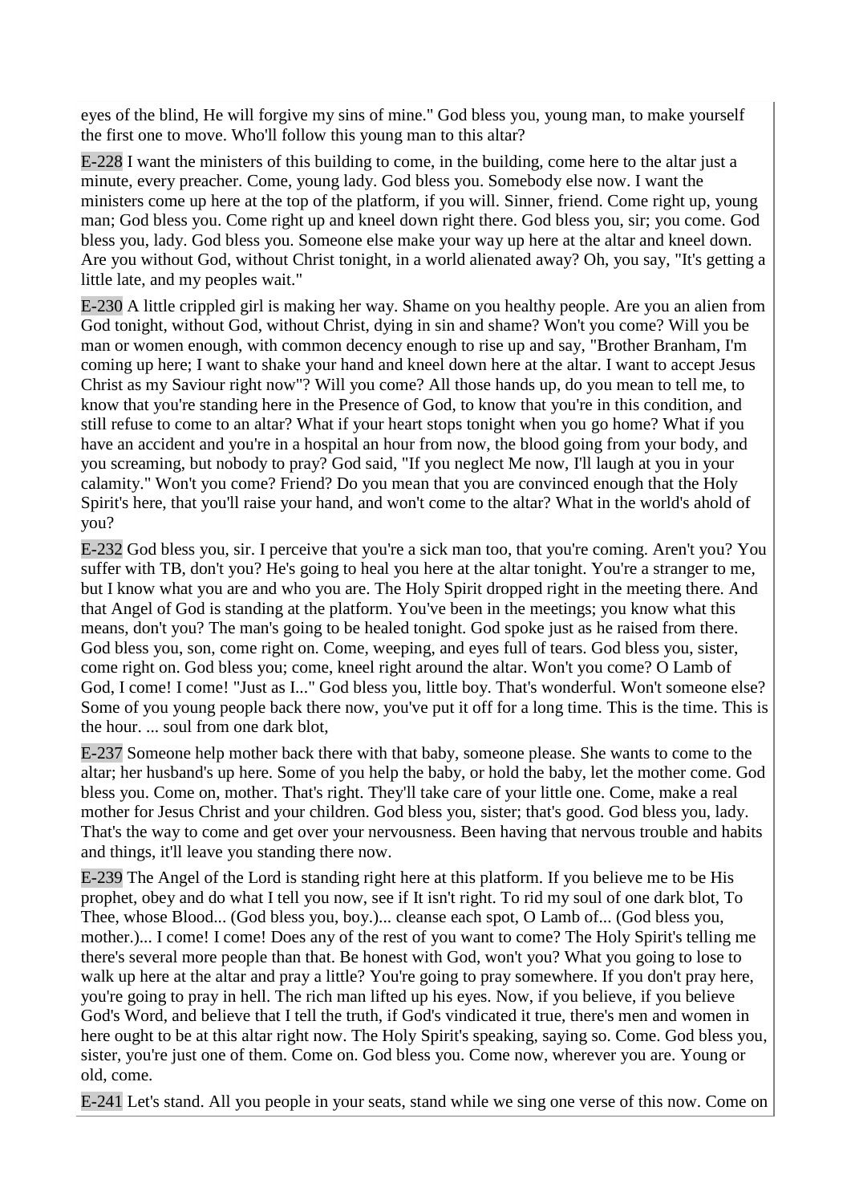eyes of the blind, He will forgive my sins of mine." God bless you, young man, to make yourself the first one to move. Who'll follow this young man to this altar?

E-228 I want the ministers of this building to come, in the building, come here to the altar just a minute, every preacher. Come, young lady. God bless you. Somebody else now. I want the ministers come up here at the top of the platform, if you will. Sinner, friend. Come right up, young man; God bless you. Come right up and kneel down right there. God bless you, sir; you come. God bless you, lady. God bless you. Someone else make your way up here at the altar and kneel down. Are you without God, without Christ tonight, in a world alienated away? Oh, you say, "It's getting a little late, and my peoples wait."

E-230 A little crippled girl is making her way. Shame on you healthy people. Are you an alien from God tonight, without God, without Christ, dying in sin and shame? Won't you come? Will you be man or women enough, with common decency enough to rise up and say, "Brother Branham, I'm coming up here; I want to shake your hand and kneel down here at the altar. I want to accept Jesus Christ as my Saviour right now"? Will you come? All those hands up, do you mean to tell me, to know that you're standing here in the Presence of God, to know that you're in this condition, and still refuse to come to an altar? What if your heart stops tonight when you go home? What if you have an accident and you're in a hospital an hour from now, the blood going from your body, and you screaming, but nobody to pray? God said, "If you neglect Me now, I'll laugh at you in your calamity." Won't you come? Friend? Do you mean that you are convinced enough that the Holy Spirit's here, that you'll raise your hand, and won't come to the altar? What in the world's ahold of you?

E-232 God bless you, sir. I perceive that you're a sick man too, that you're coming. Aren't you? You suffer with TB, don't you? He's going to heal you here at the altar tonight. You're a stranger to me, but I know what you are and who you are. The Holy Spirit dropped right in the meeting there. And that Angel of God is standing at the platform. You've been in the meetings; you know what this means, don't you? The man's going to be healed tonight. God spoke just as he raised from there. God bless you, son, come right on. Come, weeping, and eyes full of tears. God bless you, sister, come right on. God bless you; come, kneel right around the altar. Won't you come? O Lamb of God, I come! I come! "Just as I..." God bless you, little boy. That's wonderful. Won't someone else? Some of you young people back there now, you've put it off for a long time. This is the time. This is the hour. ... soul from one dark blot,

E-237 Someone help mother back there with that baby, someone please. She wants to come to the altar; her husband's up here. Some of you help the baby, or hold the baby, let the mother come. God bless you. Come on, mother. That's right. They'll take care of your little one. Come, make a real mother for Jesus Christ and your children. God bless you, sister; that's good. God bless you, lady. That's the way to come and get over your nervousness. Been having that nervous trouble and habits and things, it'll leave you standing there now.

E-239 The Angel of the Lord is standing right here at this platform. If you believe me to be His prophet, obey and do what I tell you now, see if It isn't right. To rid my soul of one dark blot, To Thee, whose Blood... (God bless you, boy.)... cleanse each spot, O Lamb of... (God bless you, mother.)... I come! I come! Does any of the rest of you want to come? The Holy Spirit's telling me there's several more people than that. Be honest with God, won't you? What you going to lose to walk up here at the altar and pray a little? You're going to pray somewhere. If you don't pray here, you're going to pray in hell. The rich man lifted up his eyes. Now, if you believe, if you believe God's Word, and believe that I tell the truth, if God's vindicated it true, there's men and women in here ought to be at this altar right now. The Holy Spirit's speaking, saying so. Come. God bless you, sister, you're just one of them. Come on. God bless you. Come now, wherever you are. Young or old, come.

E-241 Let's stand. All you people in your seats, stand while we sing one verse of this now. Come on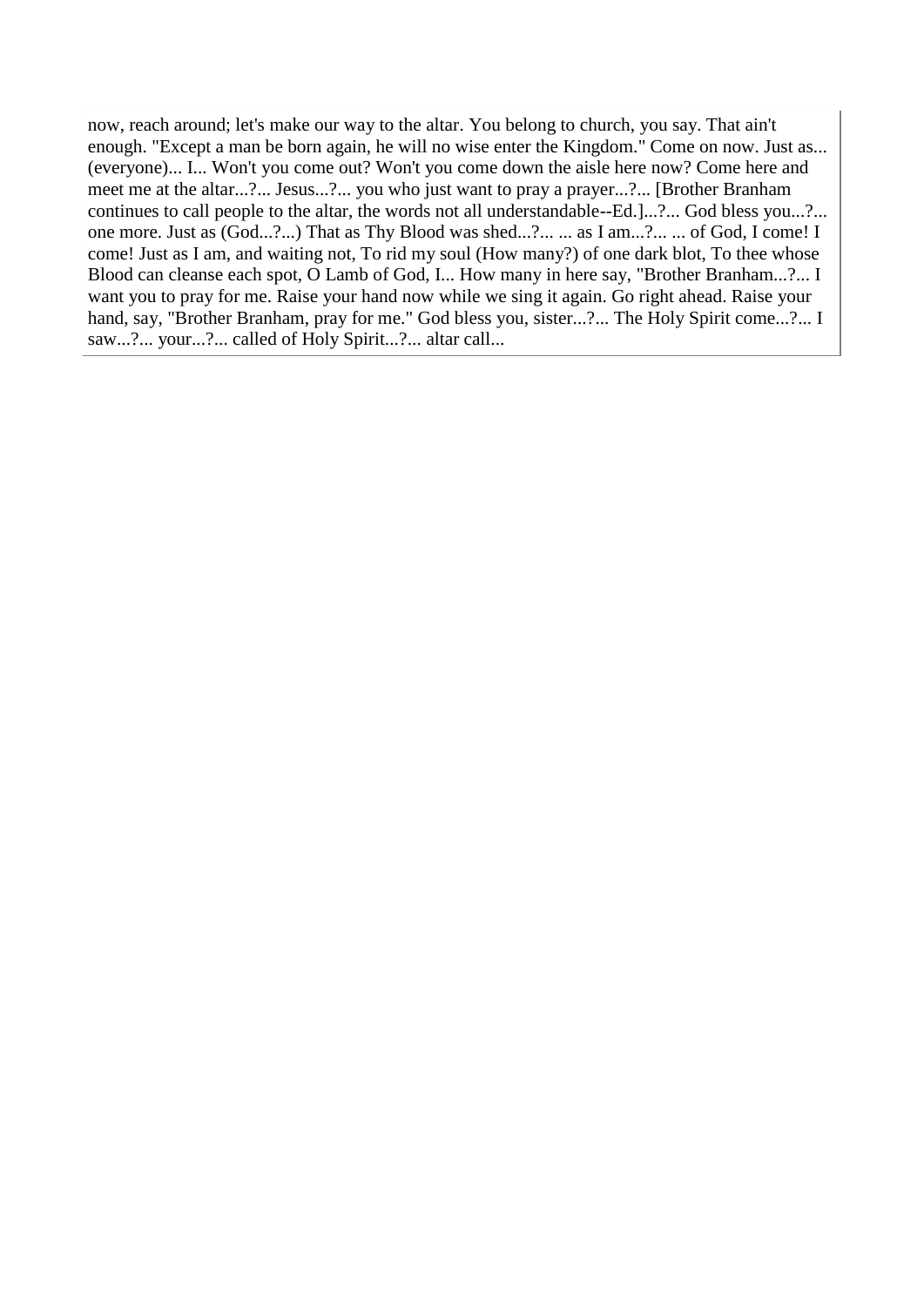now, reach around; let's make our way to the altar. You belong to church, you say. That ain't enough. "Except a man be born again, he will no wise enter the Kingdom." Come on now. Just as... (everyone)... I... Won't you come out? Won't you come down the aisle here now? Come here and meet me at the altar...?... Jesus...?... you who just want to pray a prayer...?... [Brother Branham continues to call people to the altar, the words not all understandable--Ed.]...?... God bless you...?... one more. Just as (God...?...) That as Thy Blood was shed...?... ... as I am...?... ... of God, I come! I come! Just as I am, and waiting not, To rid my soul (How many?) of one dark blot, To thee whose Blood can cleanse each spot, O Lamb of God, I... How many in here say, "Brother Branham...?... I want you to pray for me. Raise your hand now while we sing it again. Go right ahead. Raise your hand, say, "Brother Branham, pray for me." God bless you, sister...?... The Holy Spirit come...?... I saw...?... your...?... called of Holy Spirit...?... altar call...